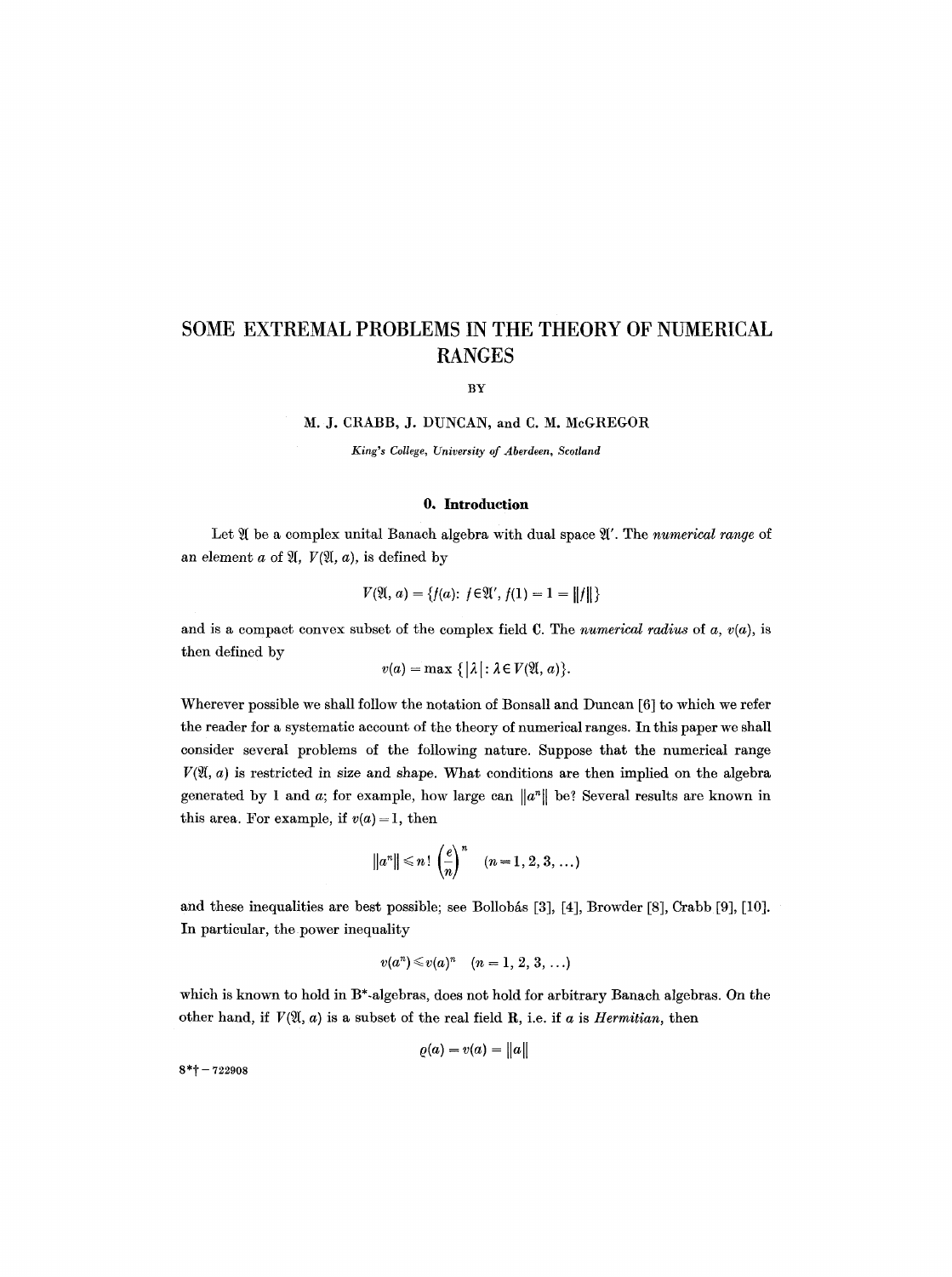# SOME EXTREMAL PROBLEMS IN THE THEORY OF NUMERICAL RANGES

BY

M. J. CRABB, J. DUNCAN, and C. M. McGREGOR

*King's College, University of Aberdeen, Scotland*

## 0. Introduction

Let $\mathfrak{A}$ be a complex unital Banach algebra with dual space $\mathfrak{A}'$. The *numerical range* of an element $a$ of $\mathfrak{A}$, $V(\mathfrak{A}, a)$, is defined by

$$V(\mathfrak{A}, a) = \{f(a) : f \in \mathfrak{A}',\ f(1) = 1 = \|f\|\}$$

and is a compact convex subset of the complex field $\mathbf{C}$. The *numerical radius* of $a$, $v(a)$, is then defined by

$$v(a) = \max\{|\lambda| : \lambda \in V(\mathfrak{A}, a)\}.$$

Wherever possible we shall follow the notation of Bonsall and Duncan [6] to which we refer the reader for a systematic account of the theory of numerical ranges. In this paper we shall consider several problems of the following nature. Suppose that the numerical range $V(\mathfrak{A}, a)$ is restricted in size and shape. What conditions are then implied on the algebra generated by 1 and $a$; for example, how large can $\|a^n\|$ be? Several results are known in this area. For example, if $v(a) = 1$, then

$$\|a^n\| \leqslant n! \left(\frac{e}{n}\right)^n \quad (n = 1, 2, 3, \ldots)$$

and these inequalities are best possible; see Bollobás [3], [4], Browder [8], Crabb [9], [10]. In particular, the power inequality

$$v(a^n) \leqslant v(a)^n \quad (n = 1, 2, 3, \ldots)$$

which is known to hold in B*-algebras, does not hold for arbitrary Banach algebras. On the other hand, if $V(\mathfrak{A}, a)$ is a subset of the real field $\mathbf{R}$, i.e. if $a$ is *Hermitian*, then

$$\varrho(a) = v(a) = \|a\|$$

8*† – 722908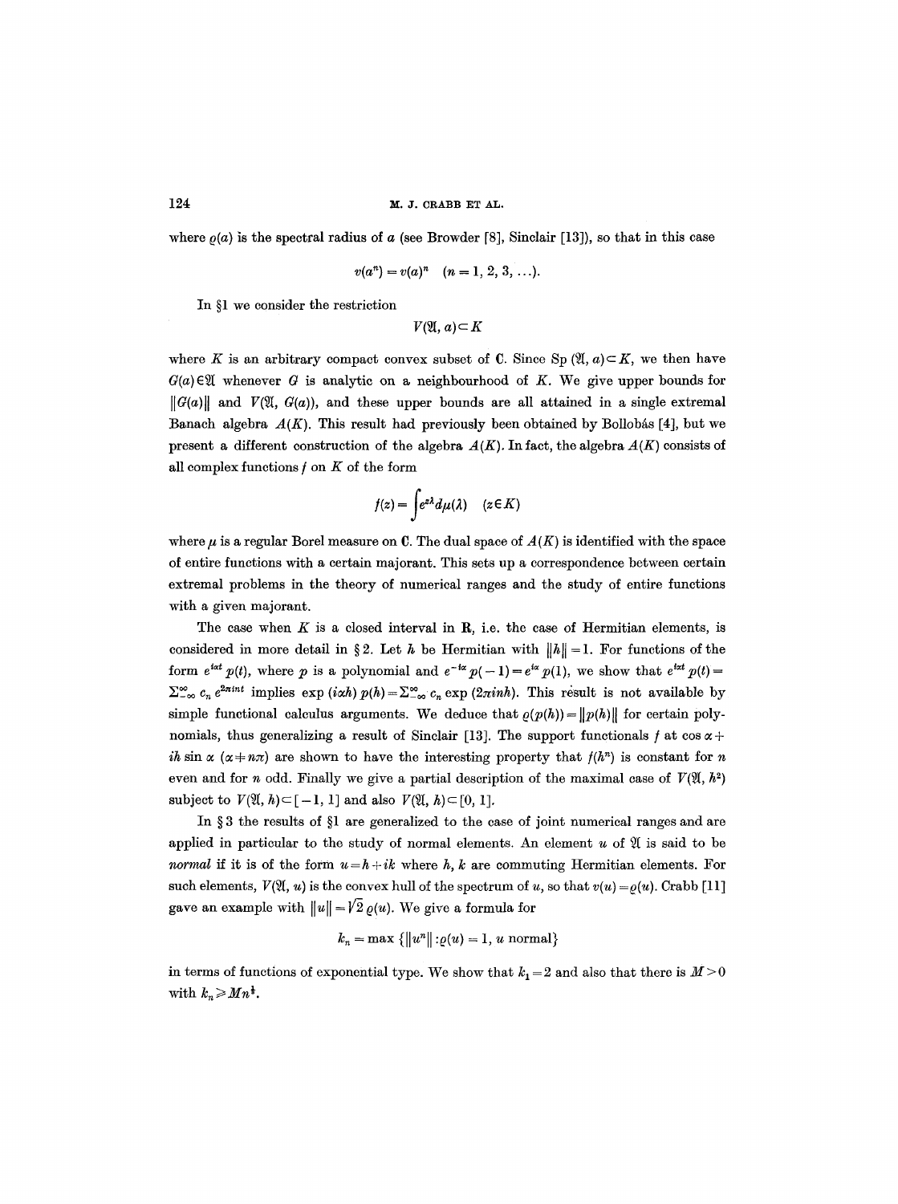where $\varrho(a)$ is the spectral radius of $a$ (see Browder [8], Sinclair [13]), so that in this case

$$v(a^n) = v(a)^n \quad (n = 1, 2, 3, \ldots).$$

In §1 we consider the restriction

$$V(\mathfrak{A}, a) \subset K$$

where $K$ is an arbitrary compact convex subset of $\mathbf{C}$. Since $\operatorname{Sp}(\mathfrak{A}, a) \subset K$, we then have $G(a) \in \mathfrak{A}$ whenever $G$ is analytic on a neighbourhood of $K$. We give upper bounds for $\|G(a)\|$ and $V(\mathfrak{A}, G(a))$, and these upper bounds are all attained in a single extremal Banach algebra $A(K)$. This result had previously been obtained by Bollobás [4], but we present a different construction of the algebra $A(K)$. In fact, the algebra $A(K)$ consists of all complex functions $f$ on $K$ of the form

$$f(z) = \int e^{z\lambda} d\mu(\lambda) \quad (z \in K)$$

where $\mu$ is a regular Borel measure on $\mathbf{C}$. The dual space of $A(K)$ is identified with the space of entire functions with a certain majorant. This sets up a correspondence between certain extremal problems in the theory of numerical ranges and the study of entire functions with a given majorant.

The case when $K$ is a closed interval in $\mathbf{R}$, i.e. the case of Hermitian elements, is considered in more detail in § 2. Let $h$ be Hermitian with $\|h\| = 1$. For functions of the form $e^{i\alpha t} p(t)$, where $p$ is a polynomial and $e^{-i\alpha} p(-1) = e^{i\alpha} p(1)$, we show that $e^{i\alpha t} p(t) = \sum_{-\infty}^{\infty} c_n e^{2\pi i n t}$ implies $\exp(i\alpha h)\, p(h) = \sum_{-\infty}^{\infty} c_n \exp(2\pi i n h)$. This result is not available by simple functional calculus arguments. We deduce that $\varrho(p(h)) = \|p(h)\|$ for certain polynomials, thus generalizing a result of Sinclair [13]. The support functionals $f$ at $\cos \alpha + ih \sin \alpha$ $(\alpha \neq n\pi)$ are shown to have the interesting property that $f(h^n)$ is constant for $n$ even and for $n$ odd. Finally we give a partial description of the maximal case of $V(\mathfrak{A}, h^2)$ subject to $V(\mathfrak{A}, h) \subset [-1, 1]$ and also $V(\mathfrak{A}, h) \subset [0, 1]$.

In § 3 the results of §1 are generalized to the case of joint numerical ranges and are applied in particular to the study of normal elements. An element $u$ of $\mathfrak{A}$ is said to be *normal* if it is of the form $u = h + ik$ where $h, k$ are commuting Hermitian elements. For such elements, $V(\mathfrak{A}, u)$ is the convex hull of the spectrum of $u$, so that $v(u) = \varrho(u)$. Crabb [11] gave an example with $\|u\| = \sqrt{2}\, \varrho(u)$. We give a formula for

$$k_n = \max\{\|u^n\| : \varrho(u) = 1,\ u \text{ normal}\}$$

in terms of functions of exponential type. We show that $k_1 = 2$ and also that there is $M > 0$ with $k_n \geqslant M n^{\frac{1}{4}}$.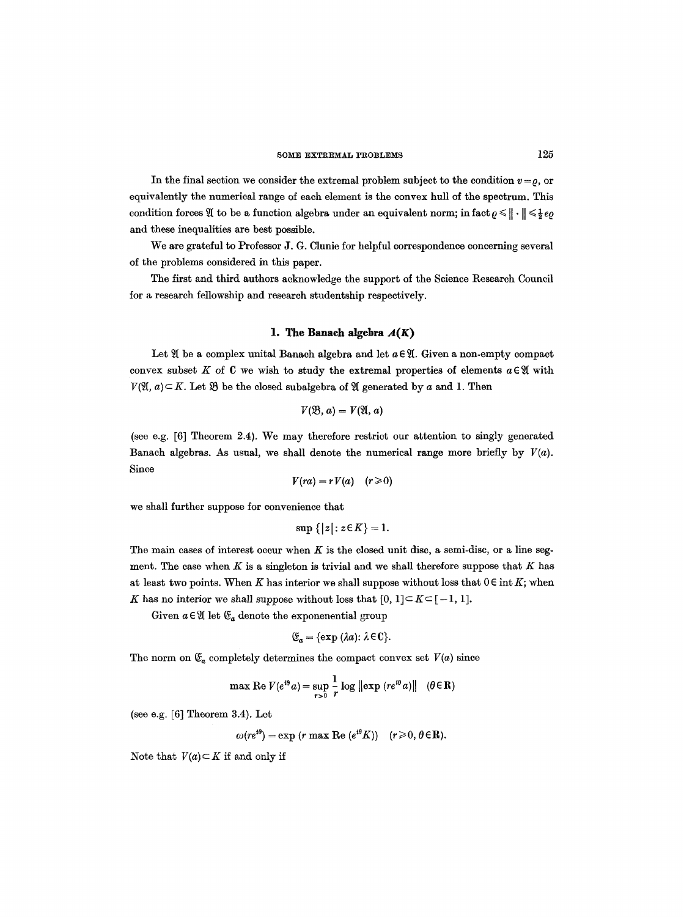In the final section we consider the extremal problem subject to the condition $v = \varrho$, or equivalently the numerical range of each element is the convex hull of the spectrum. This condition forces $\mathfrak{A}$ to be a function algebra under an equivalent norm; in fact $\varrho \leqslant \|\cdot\| \leqslant \frac{1}{2} e \varrho$ and these inequalities are best possible.

We are grateful to Professor J. G. Clunie for helpful correspondence concerning several of the problems considered in this paper.

The first and third authors acknowledge the support of the Science Research Council for a research fellowship and research studentship respectively.

## 1. The Banach algebra $A(K)$

Let $\mathfrak{A}$ be a complex unital Banach algebra and let $a \in \mathfrak{A}$. Given a non-empty compact convex subset $K$ of $\mathbf{C}$ we wish to study the extremal properties of elements $a \in \mathfrak{A}$ with $V(\mathfrak{A}, a) \subset K$. Let $\mathfrak{B}$ be the closed subalgebra of $\mathfrak{A}$ generated by $a$ and 1. Then

$$V(\mathfrak{B}, a) = V(\mathfrak{A}, a)$$

(see e.g. [6] Theorem 2.4). We may therefore restrict our attention to singly generated Banach algebras. As usual, we shall denote the numerical range more briefly by $V(a)$. Since

$$V(ra) = rV(a) \quad (r \geqslant 0)$$

we shall further suppose for convenience that

$$\sup \{|z| : z \in K\} = 1.$$

The main cases of interest occur when $K$ is the closed unit disc, a semi-disc, or a line segment. The case when $K$ is a singleton is trivial and we shall therefore suppose that $K$ has at least two points. When $K$ has interior we shall suppose without loss that $0 \in \operatorname{int} K$; when $K$ has no interior we shall suppose without loss that $[0, 1] \subset K \subset [-1, 1]$.

Given $a \in \mathfrak{A}$ let $\mathfrak{E}_a$ denote the exponenential group

$$\mathfrak{E}_a = \{\exp(\lambda a) : \lambda \in \mathbf{C}\}.$$

The norm on $\mathfrak{E}_a$ completely determines the compact convex set $V(a)$ since

$$\max \operatorname{Re} V(e^{i\theta} a) = \sup_{r > 0} \frac{1}{r} \log \|\exp(re^{i\theta} a)\| \quad (\theta \in \mathbf{R})$$

(see e.g. [6] Theorem 3.4). Let

$$\omega(re^{i\theta}) = \exp(r \max \operatorname{Re}(e^{i\theta} K)) \quad (r \geqslant 0, \theta \in \mathbf{R}).$$

Note that $V(a) \subset K$ if and only if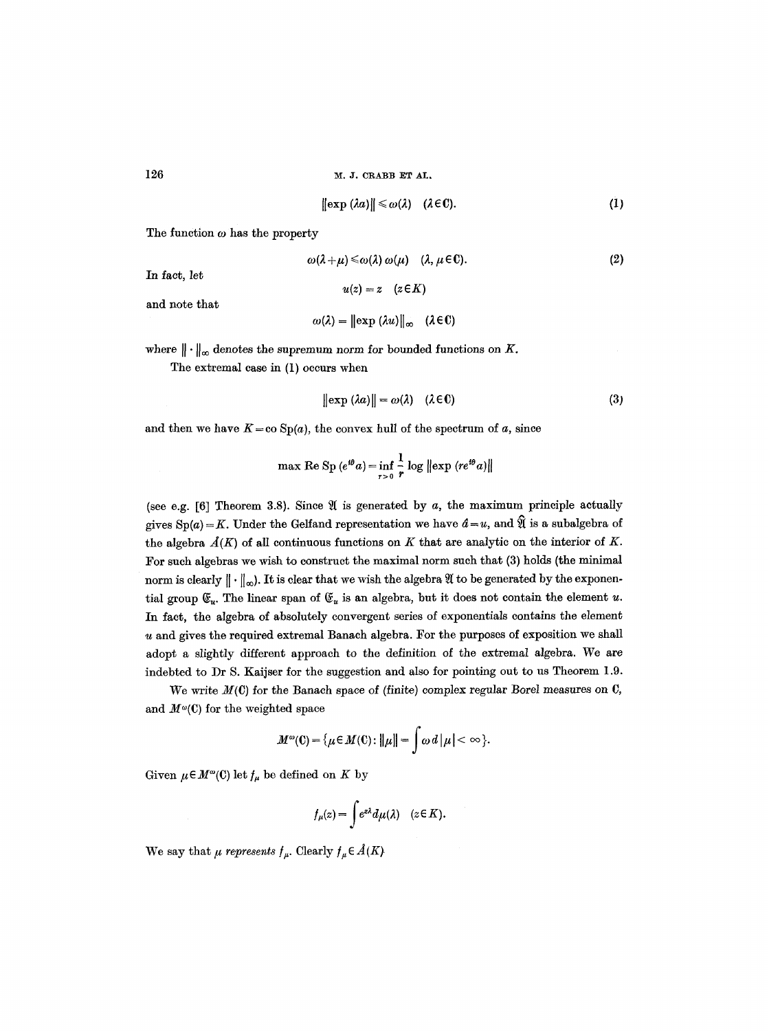$$\|\exp(\lambda a)\| \leqslant \omega(\lambda) \quad (\lambda \in \mathbf{C}). \tag{1}$$

The function $\omega$ has the property

$$\omega(\lambda+\mu) \leqslant \omega(\lambda)\,\omega(\mu) \quad (\lambda, \mu \in \mathbf{C}). \tag{2}$$

In fact, let

$$u(z) = z \quad (z \in K)$$

and note that

$$\omega(\lambda) = \|\exp(\lambda u)\|_\infty \quad (\lambda \in \mathbf{C})$$

where $\|\cdot\|_\infty$ denotes the supremum norm for bounded functions on $K$.

The extremal case in (1) occurs when

$$\|\exp(\lambda a)\| = \omega(\lambda) \quad (\lambda \in \mathbf{C}) \tag{3}$$

and then we have $K = \operatorname{co} \operatorname{Sp}(a)$, the convex hull of the spectrum of $a$, since

$$\max \operatorname{Re} \operatorname{Sp}(e^{i\theta} a) = \inf_{r>0} \frac{1}{r} \log \|\exp(re^{i\theta} a)\|$$

(see e.g. [6] Theorem 3.8). Since $\mathfrak{A}$ is generated by $a$, the maximum principle actually gives $\operatorname{Sp}(a) = K$. Under the Gelfand representation we have $\hat{a} = u$, and $\hat{\mathfrak{A}}$ is a subalgebra of the algebra $\mathring{A}(K)$ of all continuous functions on $K$ that are analytic on the interior of $K$. For such algebras we wish to construct the maximal norm such that (3) holds (the minimal norm is clearly $\|\cdot\|_\infty$). It is clear that we wish the algebra $\mathfrak{A}$ to be generated by the exponential group $\mathfrak{E}_u$. The linear span of $\mathfrak{E}_u$ is an algebra, but it does not contain the element $u$. In fact, the algebra of absolutely convergent series of exponentials contains the element $u$ and gives the required extremal Banach algebra. For the purposes of exposition we shall adopt a slightly different approach to the definition of the extremal algebra. We are indebted to Dr S. Kaijser for the suggestion and also for pointing out to us Theorem 1.9.

We write $M(\mathbf{C})$ for the Banach space of (finite) complex regular Borel measures on $\mathbf{C}$, and $M^\omega(\mathbf{C})$ for the weighted space

$$M^\omega(\mathbf{C}) = \{\mu \in M(\mathbf{C}) : \|\mu\| = \int \omega \, d|\mu| < \infty\}.$$

Given $\mu \in M^\omega(\mathbf{C})$ let $f_\mu$ be defined on $K$ by

$$f_\mu(z) = \int e^{z\lambda} d\mu(\lambda) \quad (z \in K).$$

We say that $\mu$ *represents* $f_\mu$. Clearly $f_\mu \in \mathring{A}(K)$.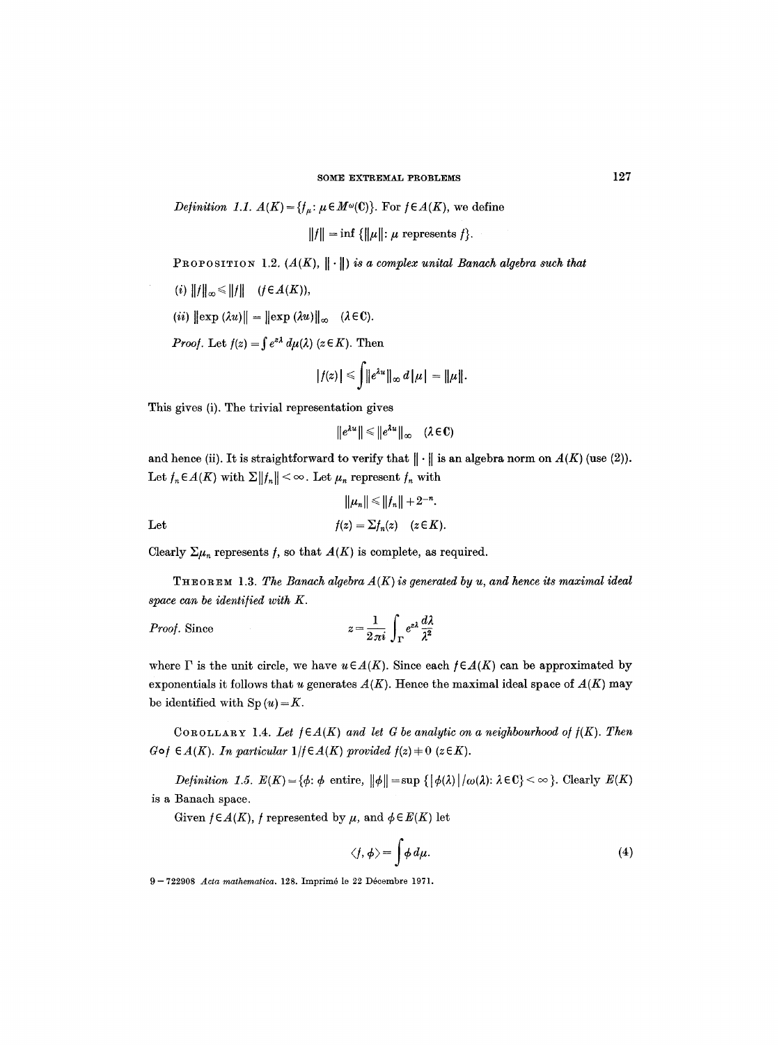*Definition 1.1.* $A(K) = \{f_\mu : \mu \in M^\omega(\mathbf{C})\}$. For $f \in A(K)$, we define

$$\|f\| = \inf \{\|\mu\| : \mu \text{ represents } f\}.$$

PROPOSITION 1.2. *$(A(K), \|\cdot\|)$ is a complex unital Banach algebra such that*

*(i)* $\|f\|_\infty \leqslant \|f\| \quad (f \in A(K))$,

*(ii)* $\|\exp(\lambda u)\| = \|\exp(\lambda u)\|_\infty \quad (\lambda \in \mathbf{C})$.

*Proof.* Let $f(z) = \int e^{z\lambda}\, d\mu(\lambda)$ $(z \in K)$. Then

$$|f(z)| \leqslant \int \|e^{\lambda u}\|_\infty\, d|\mu| = \|\mu\|.$$

This gives (i). The trivial representation gives

$$\|e^{\lambda u}\| \leqslant \|e^{\lambda u}\|_\infty \quad (\lambda \in \mathbf{C})$$

and hence (ii). It is straightforward to verify that $\|\cdot\|$ is an algebra norm on $A(K)$ (use (2)). Let $f_n \in A(K)$ with $\Sigma \|f_n\| < \infty$. Let $\mu_n$ represent $f_n$ with

$$\|\mu_n\| \leqslant \|f_n\| + 2^{-n}.$$

Let

$$f(z) = \Sigma f_n(z) \quad (z \in K).$$

Clearly $\Sigma \mu_n$ represents $f$, so that $A(K)$ is complete, as required.

THEOREM 1.3. *The Banach algebra $A(K)$ is generated by $u$, and hence its maximal ideal space can be identified with $K$.*

*Proof.* Since

$$z = \frac{1}{2\pi i} \int_\Gamma e^{z\lambda} \frac{d\lambda}{\lambda^2}$$

where $\Gamma$ is the unit circle, we have $u \in A(K)$. Since each $f \in A(K)$ can be approximated by exponentials it follows that $u$ generates $A(K)$. Hence the maximal ideal space of $A(K)$ may be identified with $\operatorname{Sp}(u) = K$.

COROLLARY 1.4. *Let $f \in A(K)$ and let $G$ be analytic on a neighbourhood of $f(K)$. Then $G \circ f \in A(K)$. In particular $1/f \in A(K)$ provided $f(z) \neq 0$ $(z \in K)$.*

*Definition 1.5.* $E(K) = \{\phi : \phi \text{ entire}, \|\phi\| = \sup \{|\phi(\lambda)|/\omega(\lambda) : \lambda \in \mathbf{C}\} < \infty\}$. Clearly $E(K)$ is a Banach space.

Given $f \in A(K)$, $f$ represented by $\mu$, and $\phi \in E(K)$ let

$$\langle f, \phi \rangle = \int \phi\, d\mu. \tag{4}$$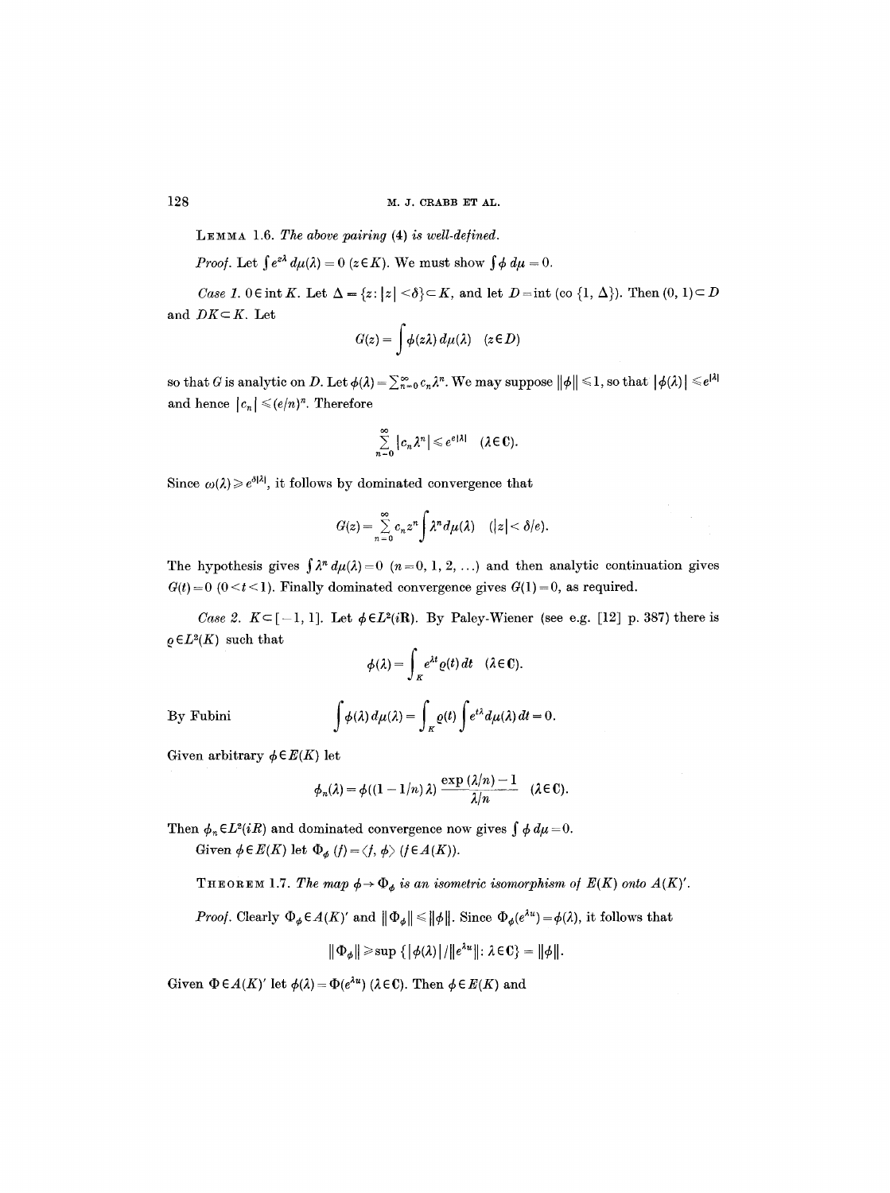**Lemma 1.6.** *The above pairing* (4) *is well-defined.*

*Proof.* Let $\int e^{z\lambda}\,d\mu(\lambda) = 0$ $(z \in K)$. We must show $\int \phi\, d\mu = 0$.

*Case 1.* $0 \in \operatorname{int} K$. Let $\Delta = \{z : |z| < \delta\} \subset K$, and let $D = \operatorname{int}(\operatorname{co}\{1, \Delta\})$. Then $(0, 1) \subset D$ and $DK \subset K$. Let

$$G(z) = \int \phi(z\lambda)\,d\mu(\lambda) \quad (z \in D)$$

so that $G$ is analytic on $D$. Let $\phi(\lambda) = \sum_{n=0}^{\infty} c_n \lambda^n$. We may suppose $\|\phi\| \leqslant 1$, so that $|\phi(\lambda)| \leqslant e^{|\lambda|}$ and hence $|c_n| \leqslant (e/n)^n$. Therefore

$$\sum_{n=0}^{\infty} |c_n \lambda^n| \leqslant e^{e|\lambda|} \quad (\lambda \in \mathbf{C}).$$

Since $\omega(\lambda) \geqslant e^{\delta|\lambda|}$, it follows by dominated convergence that

$$G(z) = \sum_{n=0}^{\infty} c_n z^n \int \lambda^n\, d\mu(\lambda) \quad (|z| < \delta/e).$$

The hypothesis gives $\int \lambda^n\, d\mu(\lambda) = 0$ $(n = 0, 1, 2, \ldots)$ and then analytic continuation gives $G(t) = 0$ $(0 < t < 1)$. Finally dominated convergence gives $G(1) = 0$, as required.

*Case 2.* $K \subset [-1, 1]$. Let $\phi \in L^2(i\mathbf{R})$. By Paley-Wiener (see e.g. [12] p. 387) there is $\varrho \in L^2(K)$ such that

$$\phi(\lambda) = \int_K e^{\lambda t} \varrho(t)\,dt \quad (\lambda \in \mathbf{C}).$$

By Fubini
$$\int \phi(\lambda)\,d\mu(\lambda) = \int_K \varrho(t) \int e^{t\lambda}\,d\mu(\lambda)\,dt = 0.$$

Given arbitrary $\phi \in E(K)$ let

$$\phi_n(\lambda) = \phi((1 - 1/n)\lambda)\,\frac{\exp(\lambda/n) - 1}{\lambda/n} \quad (\lambda \in \mathbf{C}).$$

Then $\phi_n \in L^2(iR)$ and dominated convergence now gives $\int \phi\, d\mu = 0$.

Given $\phi \in E(K)$ let $\Phi_\phi(f) = \langle f, \phi \rangle$ $(f \in A(K))$.

**Theorem 1.7.** *The map $\phi \to \Phi_\phi$ is an isometric isomorphism of $E(K)$ onto $A(K)'$.*

*Proof.* Clearly $\Phi_\phi \in A(K)'$ and $\|\Phi_\phi\| \leqslant \|\phi\|$. Since $\Phi_\phi(e^{\lambda u}) = \phi(\lambda)$, it follows that

$$\|\Phi_\phi\| \geqslant \sup\{|\phi(\lambda)|/\|e^{\lambda u}\| : \lambda \in \mathbf{C}\} = \|\phi\|.$$

Given $\Phi \in A(K)'$ let $\phi(\lambda) = \Phi(e^{\lambda u})$ $(\lambda \in \mathbf{C})$. Then $\phi \in E(K)$ and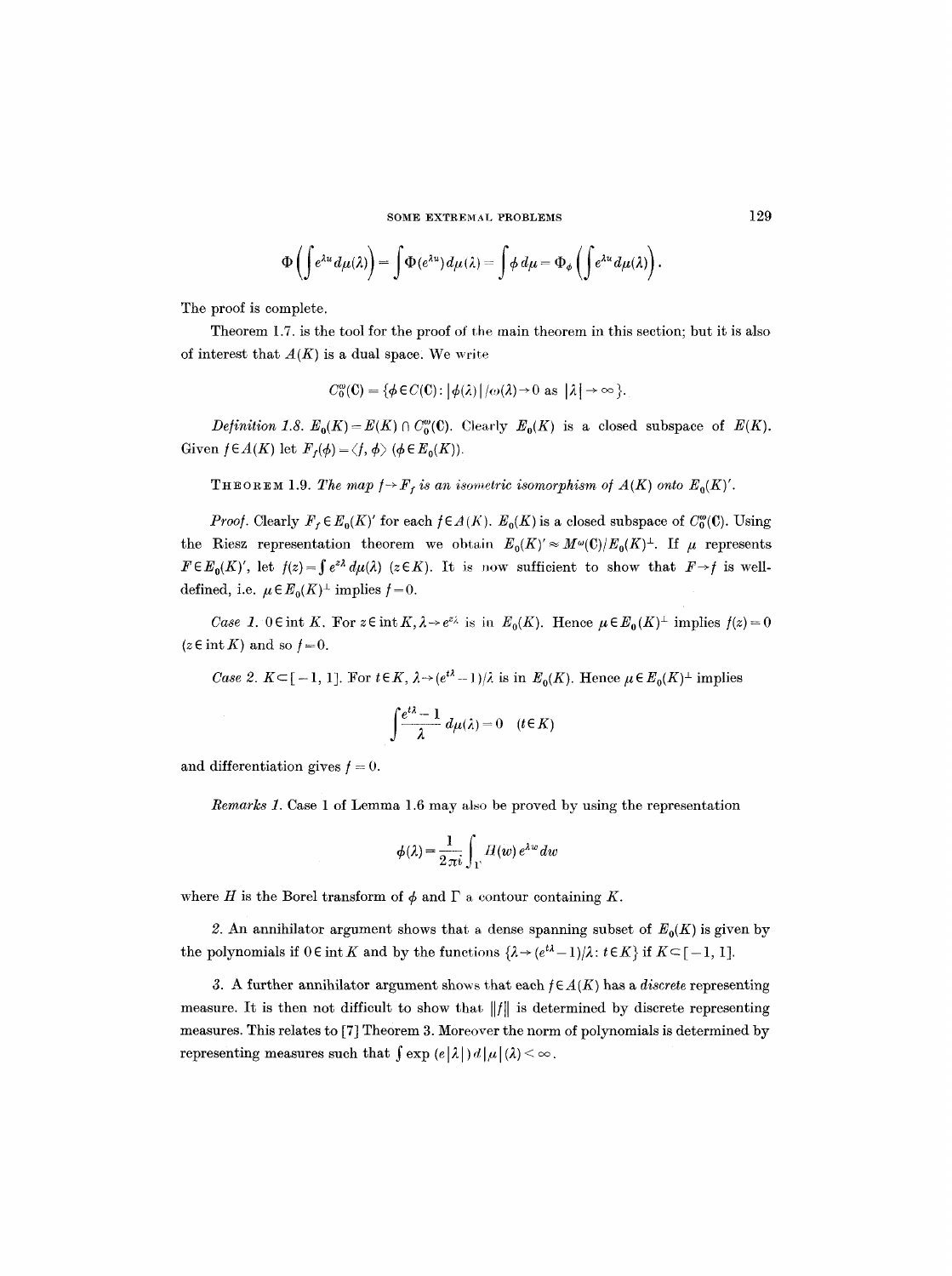$$\Phi\left(\int e^{\lambda u}\,d\mu(\lambda)\right)=\int \Phi(e^{\lambda u})\,d\mu(\lambda)=\int \phi\,d\mu=\Phi_\phi\left(\int e^{\lambda u}\,d\mu(\lambda)\right).$$

The proof is complete.

Theorem 1.7. is the tool for the proof of the main theorem in this section; but it is also of interest that $A(K)$ is a dual space. We write

$$C_0^\omega(\mathbf{C})=\{\phi\in C(\mathbf{C}):|\phi(\lambda)|/\omega(\lambda)\to 0 \text{ as } |\lambda|\to\infty\}.$$

*Definition 1.8.* $E_0(K)=E(K)\cap C_0^\omega(\mathbf{C})$. Clearly $E_0(K)$ is a closed subspace of $E(K)$. Given $f\in A(K)$ let $F_f(\phi)=\langle f,\phi\rangle$ $(\phi\in E_0(K))$.

THEOREM 1.9. *The map $f\to F_f$ is an isometric isomorphism of $A(K)$ onto $E_0(K)'$.*

*Proof.* Clearly $F_f\in E_0(K)'$ for each $f\in A(K)$. $E_0(K)$ is a closed subspace of $C_0^\omega(\mathbf{C})$. Using the Riesz representation theorem we obtain $E_0(K)'\approx M^\omega(\mathbf{C})/E_0(K)^\perp$. If $\mu$ represents $F\in E_0(K)'$, let $f(z)=\int e^{z\lambda}\,d\mu(\lambda)$ $(z\in K)$. It is now sufficient to show that $F\to f$ is well-defined, i.e. $\mu\in E_0(K)^\perp$ implies $f=0$.

*Case 1.* $0\in \operatorname{int} K$. For $z\in\operatorname{int}K$, $\lambda\to e^{z\lambda}$ is in $E_0(K)$. Hence $\mu\in E_0(K)^\perp$ implies $f(z)=0$ $(z\in\operatorname{int}K)$ and so $f=0$.

*Case 2.* $K\subset[-1,1]$. For $t\in K$, $\lambda\to(e^{t\lambda}-1)/\lambda$ is in $E_0(K)$. Hence $\mu\in E_0(K)^\perp$ implies

$$\int\frac{e^{t\lambda}-1}{\lambda}\,d\mu(\lambda)=0\quad(t\in K)$$

and differentiation gives $f=0$.

*Remarks 1.* Case 1 of Lemma 1.6 may also be proved by using the representation

$$\phi(\lambda)=\frac{1}{2\pi i}\int_\Gamma H(w)\,e^{\lambda w}\,dw$$

where $H$ is the Borel transform of $\phi$ and $\Gamma$ a contour containing $K$.

2. An annihilator argument shows that a dense spanning subset of $E_0(K)$ is given by the polynomials if $0\in\operatorname{int}K$ and by the functions $\{\lambda\to(e^{t\lambda}-1)/\lambda: t\in K\}$ if $K\subset[-1,1]$.

3. A further annihilator argument shows that each $f\in A(K)$ has a *discrete* representing measure. It is then not difficult to show that $\|f\|$ is determined by discrete representing measures. This relates to [7] Theorem 3. Moreover the norm of polynomials is determined by representing measures such that $\int\exp(e|\lambda|)\,d|\mu|(\lambda)<\infty$.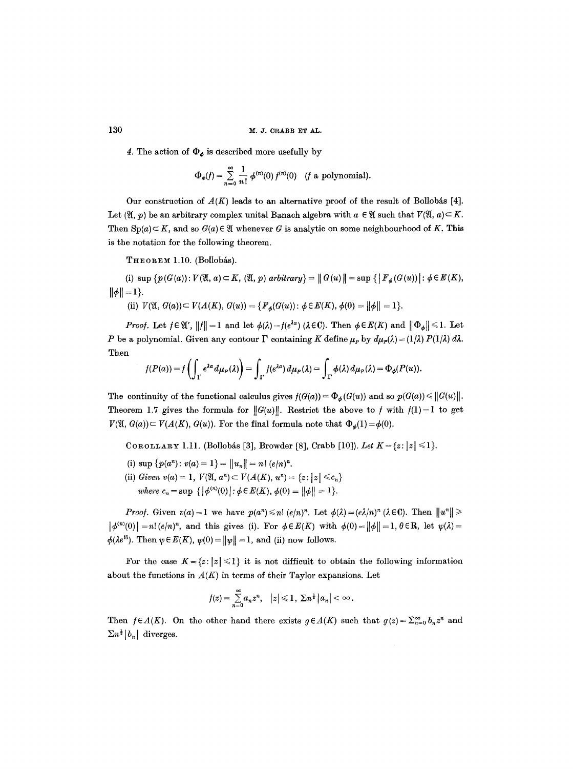4. The action of $\Phi_\phi$ is described more usefully by

$$\Phi_\phi(f) = \sum_{n=0}^{\infty} \frac{1}{n!} \phi^{(n)}(0) f^{(n)}(0) \quad (f \text{ a polynomial}).$$

Our construction of $A(K)$ leads to an alternative proof of the result of Bollobás [4]. Let $(\mathfrak{A}, p)$ be an arbitrary complex unital Banach algebra with $a \in \mathfrak{A}$ such that $V(\mathfrak{A}, a) \subset K$. Then $\operatorname{Sp}(a) \subset K$, and so $G(a) \in \mathfrak{A}$ whenever $G$ is analytic on some neighbourhood of $K$. This is the notation for the following theorem.

THEOREM 1.10. (Bollobás).

(i) $\sup \{p(G(a)) : V(\mathfrak{A}, a) \subset K, (\mathfrak{A}, p) \text{ arbitrary}\} = \|G(u)\| = \sup \{|F_\phi(G(u))| : \phi \in E(K), \|\phi\| = 1\}$.

(ii) $V(\mathfrak{A}, G(a)) \subset V(A(K), G(u)) = \{F_\phi(G(u)) : \phi \in E(K), \phi(0) = \|\phi\| = 1\}$.

*Proof.* Let $f \in \mathfrak{A}'$, $\|f\| = 1$ and let $\phi(\lambda) = f(e^{\lambda a})$ $(\lambda \in \mathbf{C})$. Then $\phi \in E(K)$ and $\|\Phi_\phi\| \leqslant 1$. Let $P$ be a polynomial. Given any contour $\Gamma$ containing $K$ define $\mu_P$ by $d\mu_P(\lambda) = (1/\lambda) P(1/\lambda)\, d\lambda$. Then

$$f(P(a)) = f\left(\int_\Gamma e^{\lambda a} d\mu_P(\lambda)\right) = \int_\Gamma f(e^{\lambda a})\, d\mu_P(\lambda) = \int_\Gamma \phi(\lambda)\, d\mu_P(\lambda) = \Phi_\phi(P(u)).$$

The continuity of the functional calculus gives $f(G(a)) = \Phi_\phi(G(u))$ and so $p(G(a)) \leqslant \|G(u)\|$. Theorem 1.7 gives the formula for $\|G(u)\|$. Restrict the above to $f$ with $f(1) = 1$ to get $V(\mathfrak{A}, G(a)) \subset V(A(K), G(u))$. For the final formula note that $\Phi_\phi(1) = \phi(0)$.

COROLLARY 1.11. (Bollobás [3], Browder [8], Crabb [10]). *Let $K = \{z : |z| \leqslant 1\}$.*

(i) $\sup \{p(a^n) : v(a) = 1\} = \|u_n\| = n!\,(e/n)^n$.

(ii) *Given $v(a) = 1$, $V(\mathfrak{A}, a^n) \subset V(A(K), u^n) = \{z : |z| \leqslant c_n\}$ where $c_n = \sup \{|\phi^{(n)}(0)| : \phi \in E(K), \phi(0) = \|\phi\| = 1\}$.*

*Proof.* Given $v(a) = 1$ we have $p(a^n) \leqslant n!\,(e/n)^n$. Let $\phi(\lambda) = (e\lambda/n)^n$ $(\lambda \in \mathbf{C})$. Then $\|u^n\| \geqslant |\phi^{(n)}(0)| = n!\,(e/n)^n$, and this gives (i). For $\phi \in E(K)$ with $\phi(0) = \|\phi\| = 1$, $\theta \in \mathbf{R}$, let $\psi(\lambda) = \phi(\lambda e^{i\theta})$. Then $\psi \in E(K)$, $\psi(0) = \|\psi\| = 1$, and (ii) now follows.

For the case $K = \{z : |z| \leqslant 1\}$ it is not difficult to obtain the following information about the functions in $A(K)$ in terms of their Taylor expansions. Let

$$f(z) = \sum_{n=0}^{\infty} a_n z^n, \quad |z| \leqslant 1, \ \Sigma n^{\frac{1}{2}} |a_n| < \infty.$$

Then $f \in A(K)$. On the other hand there exists $g \in A(K)$ such that $g(z) = \Sigma_{n=0}^{\infty} b_n z^n$ and $\Sigma n^{\frac{1}{2}} |b_n|$ diverges.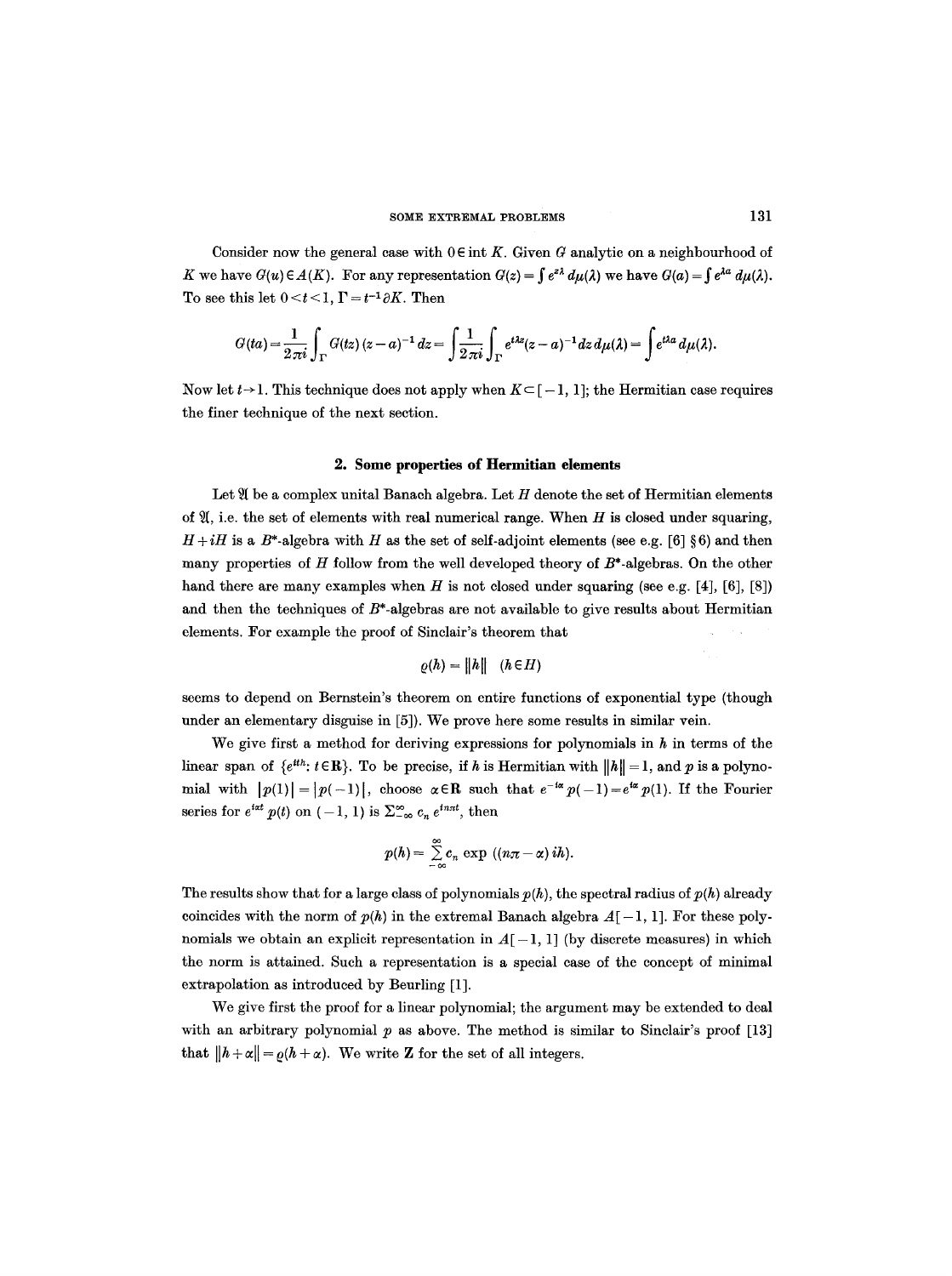Consider now the general case with $0 \in \operatorname{int} K$. Given $G$ analytic on a neighbourhood of $K$ we have $G(u) \in A(K)$. For any representation $G(z) = \int e^{z\lambda} \, d\mu(\lambda)$ we have $G(a) = \int e^{\lambda a} \, d\mu(\lambda)$. To see this let $0 < t < 1$, $\Gamma = t^{-1}\partial K$. Then

$$G(ta) = \frac{1}{2\pi i} \int_\Gamma G(tz)(z-a)^{-1} dz = \int \frac{1}{2\pi i} \int_\Gamma e^{t\lambda z}(z-a)^{-1} dz \, d\mu(\lambda) = \int e^{t\lambda a} \, d\mu(\lambda).$$

Now let $t \to 1$. This technique does not apply when $K \subset [-1, 1]$; the Hermitian case requires the finer technique of the next section.

## 2. Some properties of Hermitian elements

Let $\mathfrak{A}$ be a complex unital Banach algebra. Let $H$ denote the set of Hermitian elements of $\mathfrak{A}$, i.e. the set of elements with real numerical range. When $H$ is closed under squaring, $H + iH$ is a $B^*$-algebra with $H$ as the set of self-adjoint elements (see e.g. [6] §6) and then many properties of $H$ follow from the well developed theory of $B^*$-algebras. On the other hand there are many examples when $H$ is not closed under squaring (see e.g. [4], [6], [8]) and then the techniques of $B^*$-algebras are not available to give results about Hermitian elements. For example the proof of Sinclair's theorem that

$$\varrho(h) = \|h\| \quad (h \in H)$$

seems to depend on Bernstein's theorem on entire functions of exponential type (though under an elementary disguise in [5]). We prove here some results in similar vein.

We give first a method for deriving expressions for polynomials in $h$ in terms of the linear span of $\{e^{ith} : t \in \mathbf{R}\}$. To be precise, if $h$ is Hermitian with $\|h\| = 1$, and $p$ is a polynomial with $|p(1)| = |p(-1)|$, choose $\alpha \in \mathbf{R}$ such that $e^{-i\alpha} p(-1) = e^{i\alpha} p(1)$. If the Fourier series for $e^{i\alpha t} p(t)$ on $(-1, 1)$ is $\sum_{-\infty}^{\infty} c_n e^{in\pi t}$, then

$$p(h) = \sum_{-\infty}^{\infty} c_n \exp\left((n\pi - \alpha) ih\right).$$

The results show that for a large class of polynomials $p(h)$, the spectral radius of $p(h)$ already coincides with the norm of $p(h)$ in the extremal Banach algebra $A[-1, 1]$. For these polynomials we obtain an explicit representation in $A[-1, 1]$ (by discrete measures) in which the norm is attained. Such a representation is a special case of the concept of minimal extrapolation as introduced by Beurling [1].

We give first the proof for a linear polynomial; the argument may be extended to deal with an arbitrary polynomial $p$ as above. The method is similar to Sinclair's proof [13] that $\|h + \alpha\| = \varrho(h + \alpha)$. We write $\mathbf{Z}$ for the set of all integers.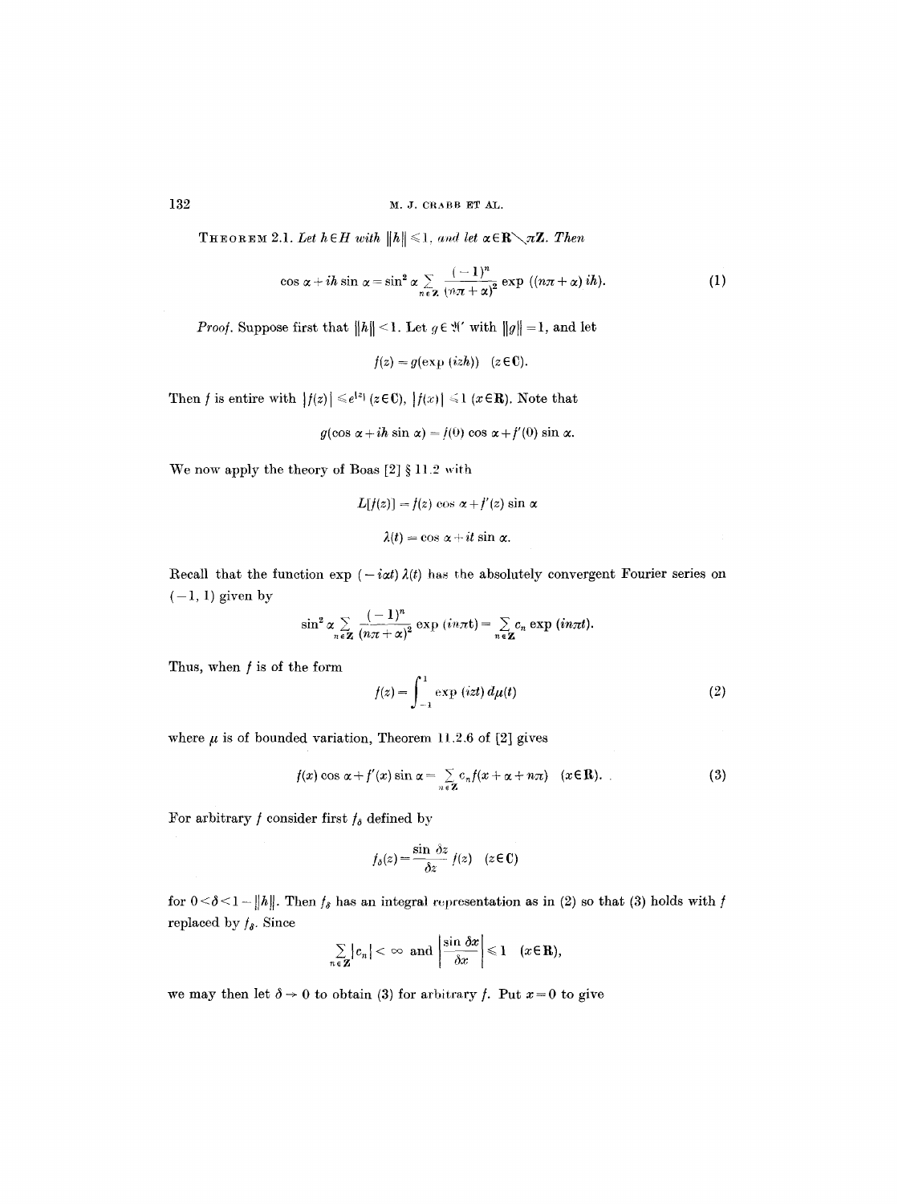**Theorem 2.1.** *Let $h \in H$ with $\|h\| \leqslant 1$, and let $\alpha \in \mathbf{R} \setminus \pi\mathbf{Z}$. Then*

$$\cos\alpha + ih\sin\alpha = \sin^2\alpha \sum_{n\in\mathbf{Z}} \frac{(-1)^n}{(n\pi+\alpha)^2} \exp\left((n\pi+\alpha)\,ih\right). \tag{1}$$

*Proof.* Suppose first that $\|h\| < 1$. Let $g \in \mathfrak{A}'$ with $\|g\| = 1$, and let

$$f(z) = g(\exp(izh)) \quad (z \in \mathbf{C}).$$

Then $f$ is entire with $|f(z)| \leqslant e^{|z|}$ $(z \in \mathbf{C})$, $|f(x)| \leqslant 1$ $(x \in \mathbf{R})$. Note that

$$g(\cos\alpha + ih\sin\alpha) = f(0)\cos\alpha + f'(0)\sin\alpha.$$

We now apply the theory of Boas [2] § 11.2 with

$$L[f(z)] = f(z)\cos\alpha + f'(z)\sin\alpha$$

$$\lambda(t) = \cos\alpha + it\sin\alpha.$$

Recall that the function $\exp(-i\alpha t)\,\lambda(t)$ has the absolutely convergent Fourier series on $(-1, 1)$ given by

$$\sin^2\alpha \sum_{n\in\mathbf{Z}} \frac{(-1)^n}{(n\pi+\alpha)^2} \exp(in\pi t) = \sum_{n\in\mathbf{Z}} c_n \exp(in\pi t).$$

Thus, when $f$ is of the form

$$f(z) = \int_{-1}^{1} \exp(izt)\, d\mu(t) \tag{2}$$

where $\mu$ is of bounded variation, Theorem 11.2.6 of [2] gives

$$f(x)\cos\alpha + f'(x)\sin\alpha = \sum_{n\in\mathbf{Z}} c_n f(x+\alpha+n\pi) \quad (x \in \mathbf{R}). \tag{3}$$

For arbitrary $f$ consider first $f_\delta$ defined by

$$f_\delta(z) = \frac{\sin\delta z}{\delta z} f(z) \quad (z \in \mathbf{C})$$

for $0 < \delta < 1 - \|h\|$. Then $f_\delta$ has an integral representation as in (2) so that (3) holds with $f$ replaced by $f_\delta$. Since

$$\sum_{n\in\mathbf{Z}} |c_n| < \infty \text{ and } \left|\frac{\sin\delta x}{\delta x}\right| \leqslant 1 \quad (x \in \mathbf{R}),$$

we may then let $\delta \to 0$ to obtain (3) for arbitrary $f$. Put $x = 0$ to give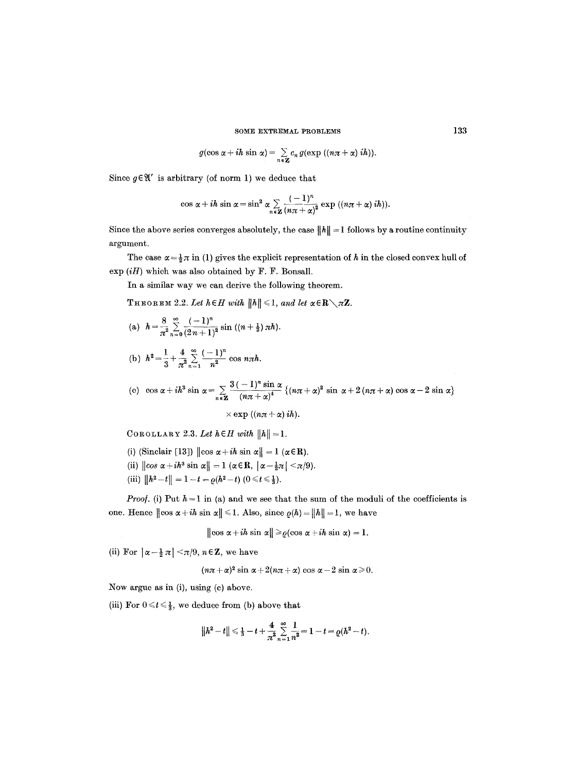$$g(\cos\alpha + ih\sin\alpha) = \sum_{n\in\mathbf{Z}} c_n\, g(\exp((n\pi+\alpha)\, ih)).$$

Since $g \in \mathfrak{A}'$ is arbitrary (of norm 1) we deduce that

$$\cos\alpha + ih\sin\alpha = \sin^2\alpha \sum_{n\in\mathbf{Z}} \frac{(-1)^n}{(n\pi+\alpha)^2} \exp((n\pi+\alpha)\, ih)).$$

Since the above series converges absolutely, the case $\|h\| = 1$ follows by a routine continuity argument.

The case $\alpha = \frac{1}{2}\pi$ in (1) gives the explicit representation of $h$ in the closed convex hull of $\exp(iH)$ which was also obtained by F. F. Bonsall.

In a similar way we can derive the following theorem.

**Theorem** 2.2. *Let $h \in H$ with $\|h\| \leqslant 1$, and let $\alpha \in \mathbf{R} \setminus \pi\mathbf{Z}$.*

(a) $h = \dfrac{8}{\pi^2} \displaystyle\sum_{n=0}^{\infty} \frac{(-1)^n}{(2n+1)^2} \sin((n+\tfrac{1}{2})\pi h)$.

(b) $h^2 = \dfrac{1}{3} + \dfrac{4}{\pi^2} \displaystyle\sum_{n=1}^{\infty} \frac{(-1)^n}{n^2} \cos n\pi h$.

(c) $\cos\alpha + ih^3 \sin\alpha = \displaystyle\sum_{n\in\mathbf{Z}} \frac{3(-1)^n \sin\alpha}{(n\pi+\alpha)^4} \{(n\pi+\alpha)^2 \sin\alpha + 2(n\pi+\alpha)\cos\alpha - 2\sin\alpha\}$

$$\times \exp((n\pi+\alpha)\, ih).$$

**Corollary** 2.3. *Let $h \in H$ with $\|h\| = 1$.*

(i) (Sinclair [13]) $\|\cos\alpha + ih\sin\alpha\| = 1$ $(\alpha \in \mathbf{R})$.

(ii) $\|\cos\alpha + ih^3 \sin\alpha\| = 1$ $(\alpha \in \mathbf{R},\ |\alpha - \frac{1}{2}\pi| < \pi/9)$.

(iii) $\|h^2 - t\| = 1 - t = \varrho(h^2 - t)$ $(0 \leqslant t \leqslant \frac{1}{3})$.

*Proof.* (i) Put $h = 1$ in (a) and we see that the sum of the moduli of the coefficients is one. Hence $\|\cos\alpha + ih\sin\alpha\| \leqslant 1$. Also, since $\varrho(h) = \|h\| = 1$, we have

$$\|\cos\alpha + ih\sin\alpha\| \geqslant \varrho(\cos\alpha + ih\sin\alpha) = 1.$$

(ii) For $|\alpha - \frac{1}{2}\pi| < \pi/9$, $n \in \mathbf{Z}$, we have

$$(n\pi+\alpha)^2 \sin\alpha + 2(n\pi+\alpha)\cos\alpha - 2\sin\alpha \geqslant 0.$$

Now argue as in (i), using (c) above.

(iii) For $0 \leqslant t \leqslant \frac{1}{3}$, we deduce from (b) above that

$$\|h^2 - t\| \leqslant \tfrac{1}{3} - t + \frac{4}{\pi^2} \sum_{n=1}^{\infty} \frac{1}{n^2} = 1 - t = \varrho(h^2 - t).$$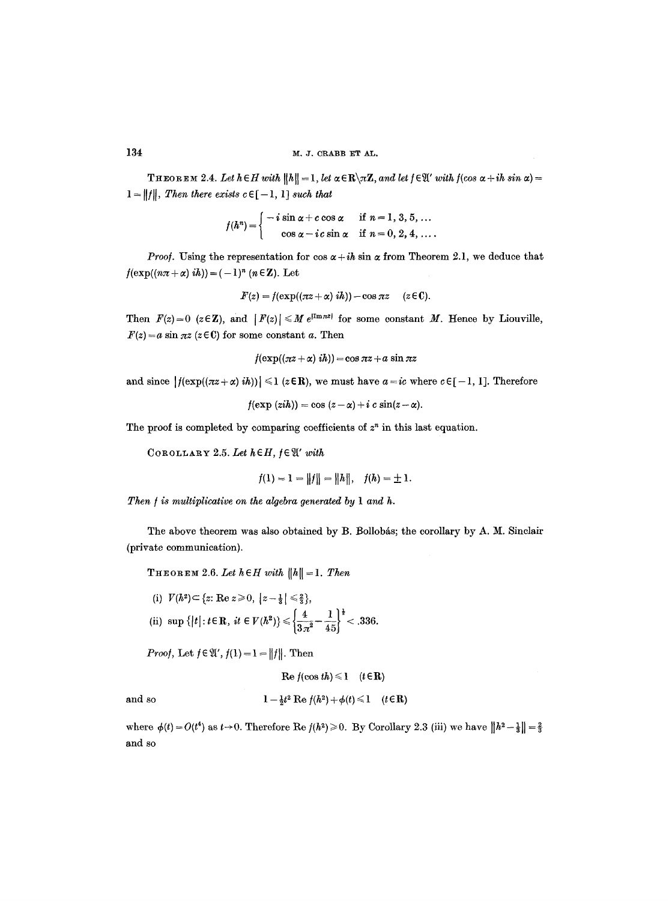**Theorem 2.4.** *Let $h \in H$ with $\|h\| = 1$, let $\alpha \in \mathbf{R}\backslash\pi\mathbf{Z}$, and let $f \in \mathfrak{A}'$ with $f(\cos\alpha + ih\sin\alpha) = 1 = \|f\|$. Then there exists $c \in [-1, 1]$ such that*

$$f(h^n) = \begin{cases} -i\sin\alpha + c\cos\alpha & \text{if } n = 1, 3, 5, \ldots \\ \cos\alpha - ic\sin\alpha & \text{if } n = 0, 2, 4, \ldots. \end{cases}$$

*Proof.* Using the representation for $\cos\alpha + ih\sin\alpha$ from Theorem 2.1, we deduce that $f(\exp((n\pi + \alpha)ih)) = (-1)^n$ $(n \in \mathbf{Z})$. Let

$$F(z) = f(\exp((\pi z + \alpha)ih)) - \cos\pi z \quad (z \in \mathbf{C}).$$

Then $F(z) = 0$ $(z \in \mathbf{Z})$, and $|F(z)| \leq M e^{|\operatorname{Im}\pi z|}$ for some constant $M$. Hence by Liouville, $F(z) = a\sin\pi z$ $(z \in \mathbf{C})$ for some constant $a$. Then

$$f(\exp((\pi z + \alpha)ih)) = \cos\pi z + a\sin\pi z$$

and since $|f(\exp((\pi z + \alpha)ih))| \leq 1$ $(z \in \mathbf{R})$, we must have $a = ic$ where $c \in [-1, 1]$. Therefore

$$f(\exp(zih)) = \cos(z - \alpha) + i\,c\sin(z - \alpha).$$

The proof is completed by comparing coefficients of $z^n$ in this last equation.

**Corollary 2.5.** *Let $h \in H$, $f \in \mathfrak{A}'$ with*

$$f(1) = 1 = \|f\| = \|h\|, \quad f(h) = \pm 1.$$

*Then $f$ is multiplicative on the algebra generated by 1 and $h$.*

The above theorem was also obtained by B. Bollobás; the corollary by A. M. Sinclair (private communication).

**Theorem 2.6.** *Let $h \in H$ with $\|h\| = 1$. Then*

(i) $V(h^2) \subset \{z : \operatorname{Re} z \geq 0, |z - \frac{1}{3}| \leq \frac{2}{3}\}$,

(ii) $\sup\{|t| : t \in \mathbf{R},\ it \in V(h^2)\} \leq \left\{\dfrac{4}{3\pi^2} - \dfrac{1}{45}\right\}^{\frac{1}{2}} < .336.$

*Proof.* Let $f \in \mathfrak{A}'$, $f(1) = 1 = \|f\|$. Then

$$\operatorname{Re} f(\cos th) \leq 1 \quad (t \in \mathbf{R})$$

and so

$$1 - \tfrac{1}{2}t^2 \operatorname{Re} f(h^2) + \phi(t) \leq 1 \quad (t \in \mathbf{R})$$

where $\phi(t) = O(t^4)$ as $t \to 0$. Therefore $\operatorname{Re} f(h^2) \geq 0$. By Corollary 2.3 (iii) we have $\|h^2 - \frac{1}{3}\| = \frac{2}{3}$ and so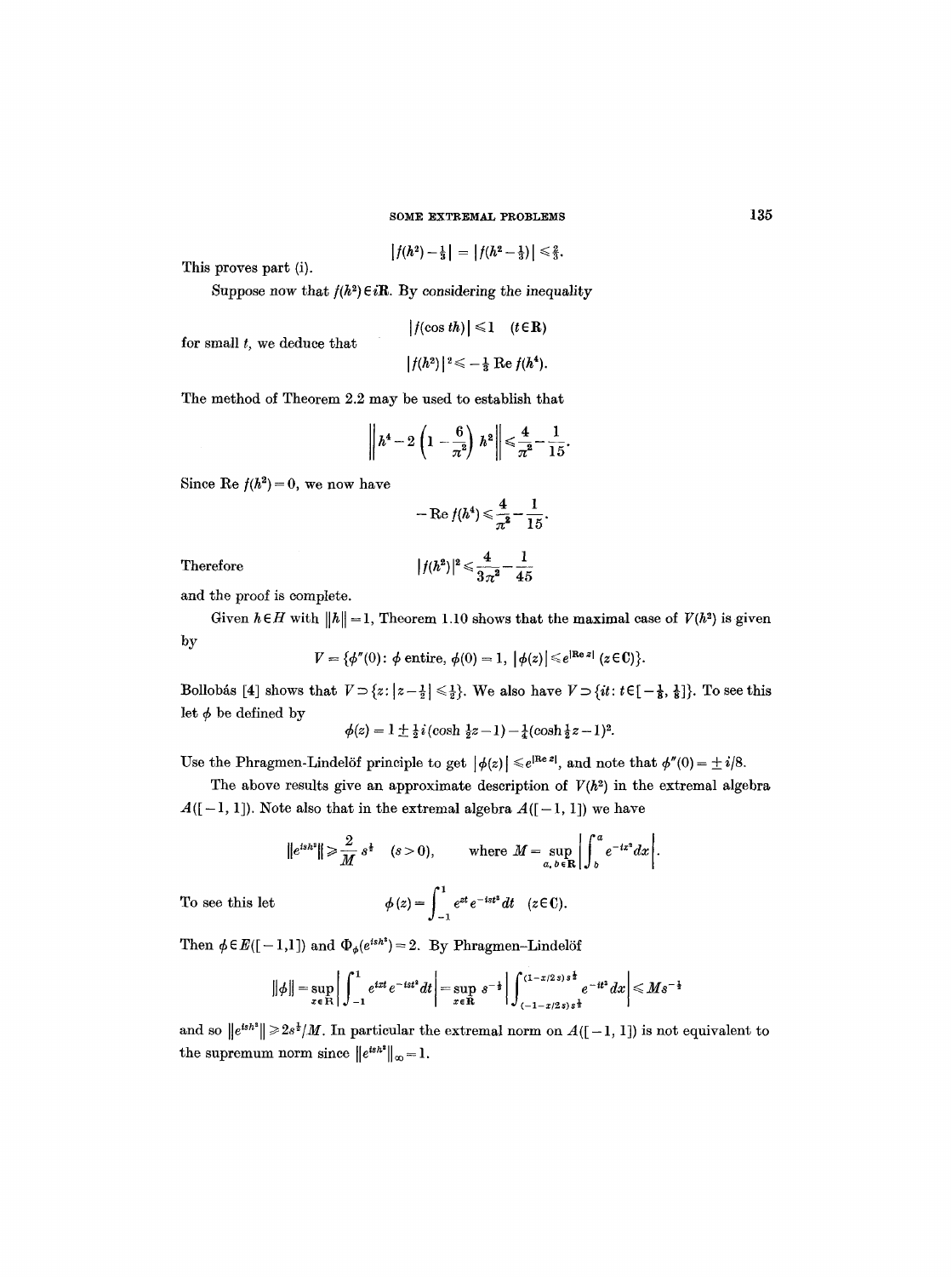$$|f(h^2) - \tfrac{1}{3}| = |f(h^2 - \tfrac{1}{3})| \leqslant \tfrac{2}{3}.$$

This proves part (i).

Suppose now that $f(h^2) \in i\mathbf{R}$. By considering the inequality

$$|f(\cos th)| \leqslant 1 \quad (t \in \mathbf{R})$$

for small $t$, we deduce that

$$|f(h^2)|^2 \leqslant -\tfrac{1}{3} \operatorname{Re} f(h^4).$$

The method of Theorem 2.2 may be used to establish that

$$\left\| h^4 - 2\left(1 - \frac{6}{\pi^2}\right) h^2 \right\| \leqslant \frac{4}{\pi^2} - \frac{1}{15}.$$

Since $\operatorname{Re} f(h^2) = 0$, we now have

$$-\operatorname{Re} f(h^4) \leqslant \frac{4}{\pi^2} - \frac{1}{15}.$$

Therefore

$$|f(h^2)|^2 \leqslant \frac{4}{3\pi^2} - \frac{1}{45}$$

and the proof is complete.

Given $h \in H$ with $\|h\| = 1$, Theorem 1.10 shows that the maximal case of $V(h^2)$ is given by

$$V = \{\phi''(0) \colon \phi \text{ entire},\ \phi(0) = 1,\ |\phi(z)| \leqslant e^{|\operatorname{Re} z|}\ (z \in \mathbf{C})\}.$$

Bollobás [4] shows that $V \supset \{z \colon |z - \tfrac{1}{2}| \leqslant \tfrac{1}{2}\}$. We also have $V \supset \{it \colon t \in [-\tfrac{1}{8}, \tfrac{1}{8}]\}$. To see this let $\phi$ be defined by

$$\phi(z) = 1 \pm \tfrac{1}{2} i (\cosh \tfrac{1}{2} z - 1) - \tfrac{1}{4} (\cosh \tfrac{1}{2} z - 1)^2.$$

Use the Phragmen-Lindelöf principle to get $|\phi(z)| \leqslant e^{|\operatorname{Re} z|}$, and note that $\phi''(0) = \pm i/8$.

The above results give an approximate description of $V(h^2)$ in the extremal algebra $A([-1, 1])$. Note also that in the extremal algebra $A([-1, 1])$ we have

$$\|e^{ish^2}\| \geqslant \frac{2}{M} s^{\frac{1}{2}} \quad (s > 0), \qquad \text{where } M = \sup_{a, b \in \mathbf{R}} \left| \int_b^a e^{-ix^2} dx \right|.$$

To see this let

$$\phi(z) = \int_{-1}^{1} e^{zt} e^{-ist^2} dt \quad (z \in \mathbf{C}).$$

Then $\phi \in E([-1, 1])$ and $\Phi_\phi(e^{ish^2}) = 2$. By Phragmen-Lindelöf

$$\|\phi\| = \sup_{x \in \mathbf{R}} \left| \int_{-1}^{1} e^{ixt} e^{-ist^2} dt \right| = \sup_{x \in \mathbf{R}} s^{-\frac{1}{2}} \left| \int_{(-1 - x/2s)s^{\frac{1}{2}}}^{(1 - x/2s)s^{\frac{1}{2}}} e^{-it^2} dx \right| \leqslant M s^{-\frac{1}{2}}$$

and so $\|e^{ish^2}\| \geqslant 2s^{\frac{1}{2}}/M$. In particular the extremal norm on $A([-1, 1])$ is not equivalent to the supremum norm since $\|e^{ish^2}\|_\infty = 1$.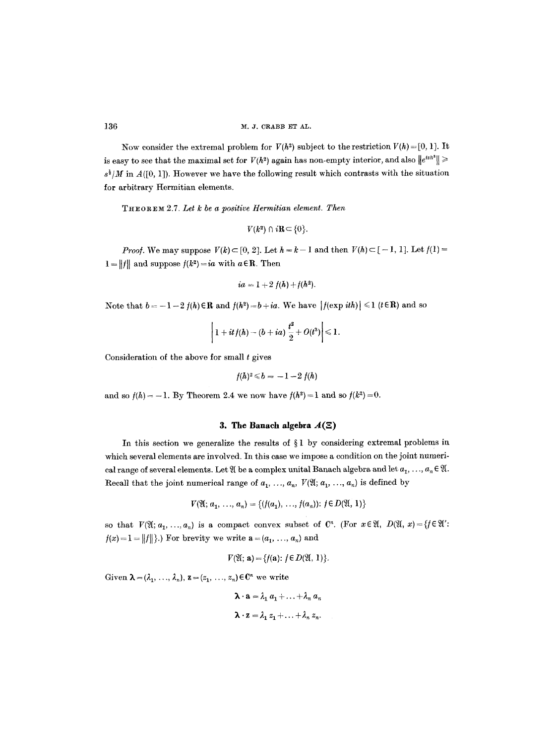Now consider the extremal problem for $V(h^2)$ subject to the restriction $V(h) = [0, 1]$. It is easy to see that the maximal set for $V(h^2)$ again has non-empty interior, and also $\|e^{ish^2}\| \geqslant s^{\frac{1}{2}}/M$ in $A([0, 1])$. However we have the following result which contrasts with the situation for arbitrary Hermitian elements.

THEOREM 2.7. *Let $k$ be a positive Hermitian element. Then*

$$V(k^2) \cap i\mathbf{R} \subset \{0\}.$$

*Proof.* We may suppose $V(k) \subset [0, 2]$. Let $h = k - 1$ and then $V(h) \subset [-1, 1]$. Let $f(1) = 1 = \|f\|$ and suppose $f(k^2) = ia$ with $a \in \mathbf{R}$. Then

$$ia = 1 + 2f(h) + f(h^2).$$

Note that $b = -1 - 2f(h) \in \mathbf{R}$ and $f(h^2) = b + ia$. We have $|f(\exp ith)| \leqslant 1$ $(t \in \mathbf{R})$ and so

$$\left| 1 + it f(h) - (b + ia)\frac{t^2}{2} + O(t^3) \right| \leqslant 1.$$

Consideration of the above for small $t$ gives

$$f(h)^2 \leqslant b = -1 - 2f(h)$$

and so $f(h) = -1$. By Theorem 2.4 we now have $f(h^2) = 1$ and so $f(k^2) = 0$.

## 3. The Banach algebra $A(\Xi)$

In this section we generalize the results of § 1 by considering extremal problems in which several elements are involved. In this case we impose a condition on the joint numerical range of several elements. Let $\mathfrak{A}$ be a complex unital Banach algebra and let $a_1, \ldots, a_n \in \mathfrak{A}$. Recall that the joint numerical range of $a_1, \ldots, a_n$, $V(\mathfrak{A}; a_1, \ldots, a_n)$ is defined by

$$V(\mathfrak{A}; a_1, \ldots, a_n) = \{(f(a_1), \ldots, f(a_n)) : f \in D(\mathfrak{A}, 1)\}$$

so that $V(\mathfrak{A}; a_1, \ldots, a_n)$ is a compact convex subset of $\mathbf{C}^n$. (For $x \in \mathfrak{A}$, $D(\mathfrak{A}, x) = \{f \in \mathfrak{A}' : f(x) = 1 = \|f\|\}$.) For brevity we write $\mathbf{a} = (a_1, \ldots, a_n)$ and

$$V(\mathfrak{A}; \mathbf{a}) = \{f(\mathbf{a}) : f \in D(\mathfrak{A}, 1)\}.$$

Given $\boldsymbol{\lambda} = (\lambda_1, \ldots, \lambda_n)$, $\mathbf{z} = (z_1, \ldots, z_n) \in \mathbf{C}^n$ we write

$$\boldsymbol{\lambda} \cdot \mathbf{a} = \lambda_1 a_1 + \ldots + \lambda_n a_n$$

$$\boldsymbol{\lambda} \cdot \mathbf{z} = \lambda_1 z_1 + \ldots + \lambda_n z_n.$$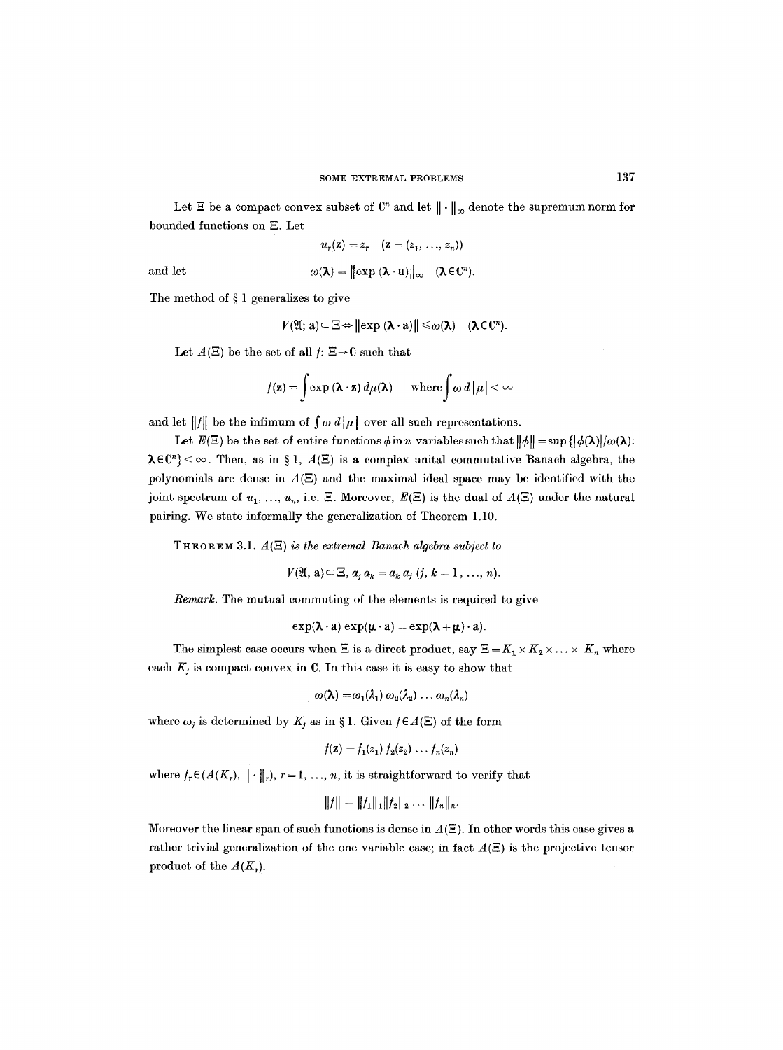Let $\Xi$ be a compact convex subset of $\mathbf{C}^n$ and let $\|\cdot\|_\infty$ denote the supremum norm for bounded functions on $\Xi$. Let

$$u_r(\mathbf{z}) = z_r \quad (\mathbf{z} = (z_1, \ldots, z_n))$$

and let

$$\omega(\boldsymbol{\lambda}) = \|\exp(\boldsymbol{\lambda} \cdot \mathbf{u})\|_\infty \quad (\boldsymbol{\lambda} \in \mathbf{C}^n).$$

The method of § 1 generalizes to give

$$V(\mathfrak{A}; \mathbf{a}) \subset \Xi \Leftrightarrow \|\exp(\boldsymbol{\lambda} \cdot \mathbf{a})\| \leqslant \omega(\boldsymbol{\lambda}) \quad (\boldsymbol{\lambda} \in \mathbf{C}^n).$$

Let $A(\Xi)$ be the set of all $f: \Xi \to \mathbf{C}$ such that

$$f(\mathbf{z}) = \int \exp(\boldsymbol{\lambda} \cdot \mathbf{z})\, d\mu(\boldsymbol{\lambda}) \quad \text{where} \int \omega\, d|\mu| < \infty$$

and let $\|f\|$ be the infimum of $\int \omega\, d|\mu|$ over all such representations.

Let $E(\Xi)$ be the set of entire functions $\phi$ in $n$-variables such that $\|\phi\| = \sup\{|\phi(\boldsymbol{\lambda})|/\omega(\boldsymbol{\lambda}): \boldsymbol{\lambda} \in \mathbf{C}^n\} < \infty$. Then, as in § 1, $A(\Xi)$ is a complex unital commutative Banach algebra, the polynomials are dense in $A(\Xi)$ and the maximal ideal space may be identified with the joint spectrum of $u_1, \ldots, u_n$, i.e. $\Xi$. Moreover, $E(\Xi)$ is the dual of $A(\Xi)$ under the natural pairing. We state informally the generalization of Theorem 1.10.

**Theorem** 3.1. *$A(\Xi)$ is the extremal Banach algebra subject to*

$$V(\mathfrak{A}, \mathbf{a}) \subset \Xi,\ a_j a_k = a_k a_j\ (j, k = 1, \ldots, n).$$

*Remark.* The mutual commuting of the elements is required to give

$$\exp(\boldsymbol{\lambda} \cdot \mathbf{a}) \exp(\boldsymbol{\mu} \cdot \mathbf{a}) = \exp(\boldsymbol{\lambda} + \boldsymbol{\mu}) \cdot \mathbf{a}).$$

The simplest case occurs when $\Xi$ is a direct product, say $\Xi = K_1 \times K_2 \times \ldots \times K_n$ where each $K_j$ is compact convex in $\mathbf{C}$. In this case it is easy to show that

$$\omega(\boldsymbol{\lambda}) = \omega_1(\lambda_1)\, \omega_2(\lambda_2) \ldots \omega_n(\lambda_n)$$

where $\omega_j$ is determined by $K_j$ as in § 1. Given $f \in A(\Xi)$ of the form

$$f(\mathbf{z}) = f_1(z_1)\, f_2(z_2) \ldots f_n(z_n)$$

where $f_r \in (A(K_r), \|\cdot\|_r)$, $r = 1, \ldots, n$, it is straightforward to verify that

$$\|f\| = \|f_1\|_1 \|f_2\|_2 \ldots \|f_n\|_n.$$

Moreover the linear span of such functions is dense in $A(\Xi)$. In other words this case gives a rather trivial generalization of the one variable case; in fact $A(\Xi)$ is the projective tensor product of the $A(K_r)$.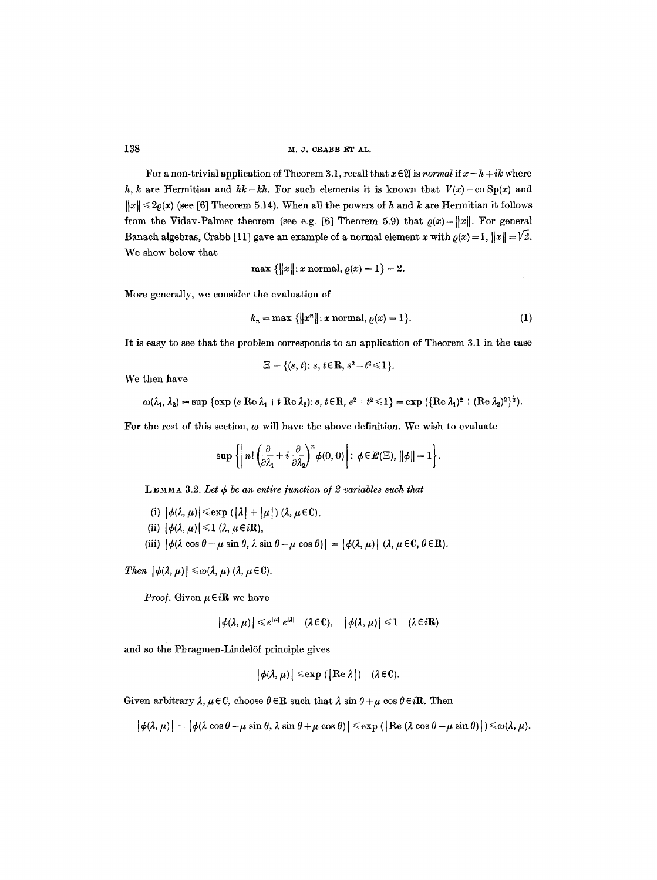For a non-trivial application of Theorem 3.1, recall that $x \in \mathfrak{A}$ is *normal* if $x = h + ik$ where $h$, $k$ are Hermitian and $hk = kh$. For such elements it is known that $V(x) = \text{co Sp}(x)$ and $\|x\| \leq 2\varrho(x)$ (see [6] Theorem 5.14). When all the powers of $h$ and $k$ are Hermitian it follows from the Vidav-Palmer theorem (see e.g. [6] Theorem 5.9) that $\varrho(x) = \|x\|$. For general Banach algebras, Crabb [11] gave an example of a normal element $x$ with $\varrho(x) = 1$, $\|x\| = \sqrt{2}$. We show below that

$$\max \{\|x\|: x \text{ normal}, \varrho(x) = 1\} = 2.$$

More generally, we consider the evaluation of

$$k_n = \max \{\|x^n\|: x \text{ normal}, \varrho(x) = 1\}. \tag{1}$$

It is easy to see that the problem corresponds to an application of Theorem 3.1 in the case

$$\Xi = \{(s, t): s, t \in \mathbf{R}, s^2 + t^2 \leq 1\}.$$

We then have

$$\omega(\lambda_1, \lambda_2) = \sup \{\exp (s \operatorname{Re} \lambda_1 + t \operatorname{Re} \lambda_2): s, t \in \mathbf{R}, s^2 + t^2 \leq 1\} = \exp (\{(\operatorname{Re} \lambda_1)^2 + (\operatorname{Re} \lambda_2)^2\}^{\frac{1}{2}}).$$

For the rest of this section, $\omega$ will have the above definition. We wish to evaluate

$$\sup \left\{ \left| n! \left( \frac{\partial}{\partial \lambda_1} + i \frac{\partial}{\partial \lambda_2} \right)^n \phi(0, 0) \right| : \phi \in E(\Xi), \|\phi\| = 1 \right\}.$$

LEMMA 3.2. *Let $\phi$ be an entire function of 2 variables such that*

(i) $|\phi(\lambda, \mu)| \leq \exp (|\lambda| + |\mu|)$ $(\lambda, \mu \in \mathbf{C})$,

(ii) $|\phi(\lambda, \mu)| \leq 1$ $(\lambda, \mu \in i\mathbf{R})$,

(iii) $|\phi(\lambda \cos \theta - \mu \sin \theta, \lambda \sin \theta + \mu \cos \theta)| = |\phi(\lambda, \mu)|$ $(\lambda, \mu \in \mathbf{C}, \theta \in \mathbf{R})$.

*Then* $|\phi(\lambda, \mu)| \leq \omega(\lambda, \mu)$ $(\lambda, \mu \in \mathbf{C})$.

*Proof.* Given $\mu \in i\mathbf{R}$ we have

$$|\phi(\lambda, \mu)| \leq e^{|\mu|} e^{|\lambda|} \quad (\lambda \in \mathbf{C}), \quad |\phi(\lambda, \mu)| \leq 1 \quad (\lambda \in i\mathbf{R})$$

and so the Phragmen-Lindelöf principle gives

$$|\phi(\lambda, \mu)| \leq \exp (|\operatorname{Re} \lambda|) \quad (\lambda \in \mathbf{C}).$$

Given arbitrary $\lambda, \mu \in \mathbf{C}$, choose $\theta \in \mathbf{R}$ such that $\lambda \sin \theta + \mu \cos \theta \in i\mathbf{R}$. Then

$$|\phi(\lambda, \mu)| = |\phi(\lambda \cos \theta - \mu \sin \theta, \lambda \sin \theta + \mu \cos \theta)| \leq \exp (|\operatorname{Re} (\lambda \cos \theta - \mu \sin \theta)|) \leq \omega(\lambda, \mu).$$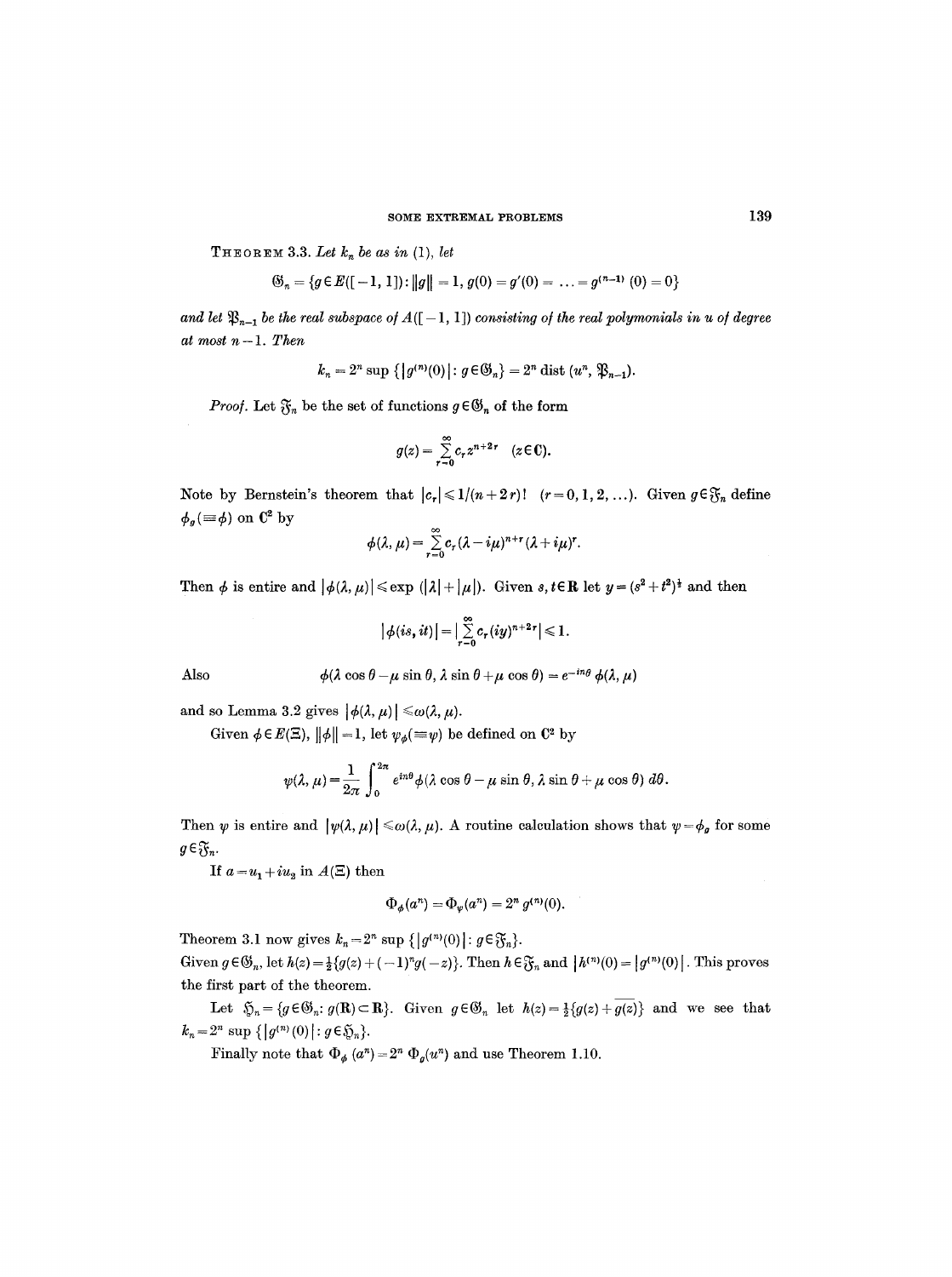THEOREM 3.3. *Let $k_n$ be as in* (1), *let*

$$\mathfrak{G}_n = \{g \in E([-1, 1]) : \|g\| = 1, g(0) = g'(0) = \ldots = g^{(n-1)}(0) = 0\}$$

*and let $\mathfrak{P}_{n-1}$ be the real subspace of $A([-1,1])$ consisting of the real polymonials in $u$ of degree at most $n-1$. Then*

$$k_n = 2^n \sup \{|g^{(n)}(0)| : g \in \mathfrak{G}_n\} = 2^n \operatorname{dist}(u^n, \mathfrak{P}_{n-1}).$$

*Proof.* Let $\mathfrak{F}_n$ be the set of functions $g \in \mathfrak{G}_n$ of the form

$$g(z) = \sum_{r=0}^{\infty} c_r z^{n+2r} \quad (z \in \mathbf{C}).$$

Note by Bernstein's theorem that $|c_r| \leqslant 1/(n+2r)!$ $(r = 0, 1, 2, \ldots)$. Given $g \in \mathfrak{F}_n$ define $\phi_g (\equiv \phi)$ on $\mathbf{C}^2$ by

$$\phi(\lambda, \mu) = \sum_{r=0}^{\infty} c_r (\lambda - i\mu)^{n+r} (\lambda + i\mu)^r.$$

Then $\phi$ is entire and $|\phi(\lambda, \mu)| \leqslant \exp(|\lambda| + |\mu|)$. Given $s, t \in \mathbf{R}$ let $y = (s^2 + t^2)^{\frac{1}{2}}$ and then

$$|\phi(is, it)| = \left|\sum_{r=0}^{\infty} c_r (iy)^{n+2r}\right| \leqslant 1.$$

Also

$$\phi(\lambda \cos\theta - \mu \sin\theta, \lambda \sin\theta + \mu\cos\theta) = e^{-in\theta} \phi(\lambda, \mu)$$

and so Lemma 3.2 gives $|\phi(\lambda, \mu)| \leqslant \omega(\lambda, \mu)$.

Given $\phi \in E(\Xi)$, $\|\phi\| = 1$, let $\psi_\phi (\equiv \psi)$ be defined on $\mathbf{C}^2$ by

$$\psi(\lambda, \mu) = \frac{1}{2\pi} \int_0^{2\pi} e^{in\theta} \phi(\lambda\cos\theta - \mu \sin\theta, \lambda\sin\theta + \mu\cos\theta)\, d\theta.$$

Then $\psi$ is entire and $|\psi(\lambda, \mu)| \leqslant \omega(\lambda, \mu)$. A routine calculation shows that $\psi = \phi_g$ for some $g \in \mathfrak{F}_n$.

If $a = u_1 + iu_2$ in $A(\Xi)$ then

$$\Phi_\phi(a^n) = \Phi_\psi(a^n) = 2^n g^{(n)}(0).$$

Theorem 3.1 now gives $k_n = 2^n \sup\{|g^{(n)}(0)| : g \in \mathfrak{F}_n\}$.

Given $g \in \mathfrak{G}_n$, let $h(z) = \frac{1}{2}\{g(z) + (-1)^n g(-z)\}$. Then $h \in \mathfrak{F}_n$ and $|h^{(n)}(0)| = |g^{(n)}(0)|$. This proves the first part of the theorem.

Let $\mathfrak{H}_n = \{g \in \mathfrak{G}_n : g(\mathbf{R}) \subset \mathbf{R}\}$. Given $g \in \mathfrak{G}_n$ let $h(z) = \frac{1}{2}\{g(z) + \overline{g(\bar{z})}\}$ and we see that $k_n = 2^n \sup\{|g^{(n)}(0)| : g \in \mathfrak{H}_n\}$.

Finally note that $\Phi_\phi(a^n) = 2^n \Phi_g(u^n)$ and use Theorem 1.10.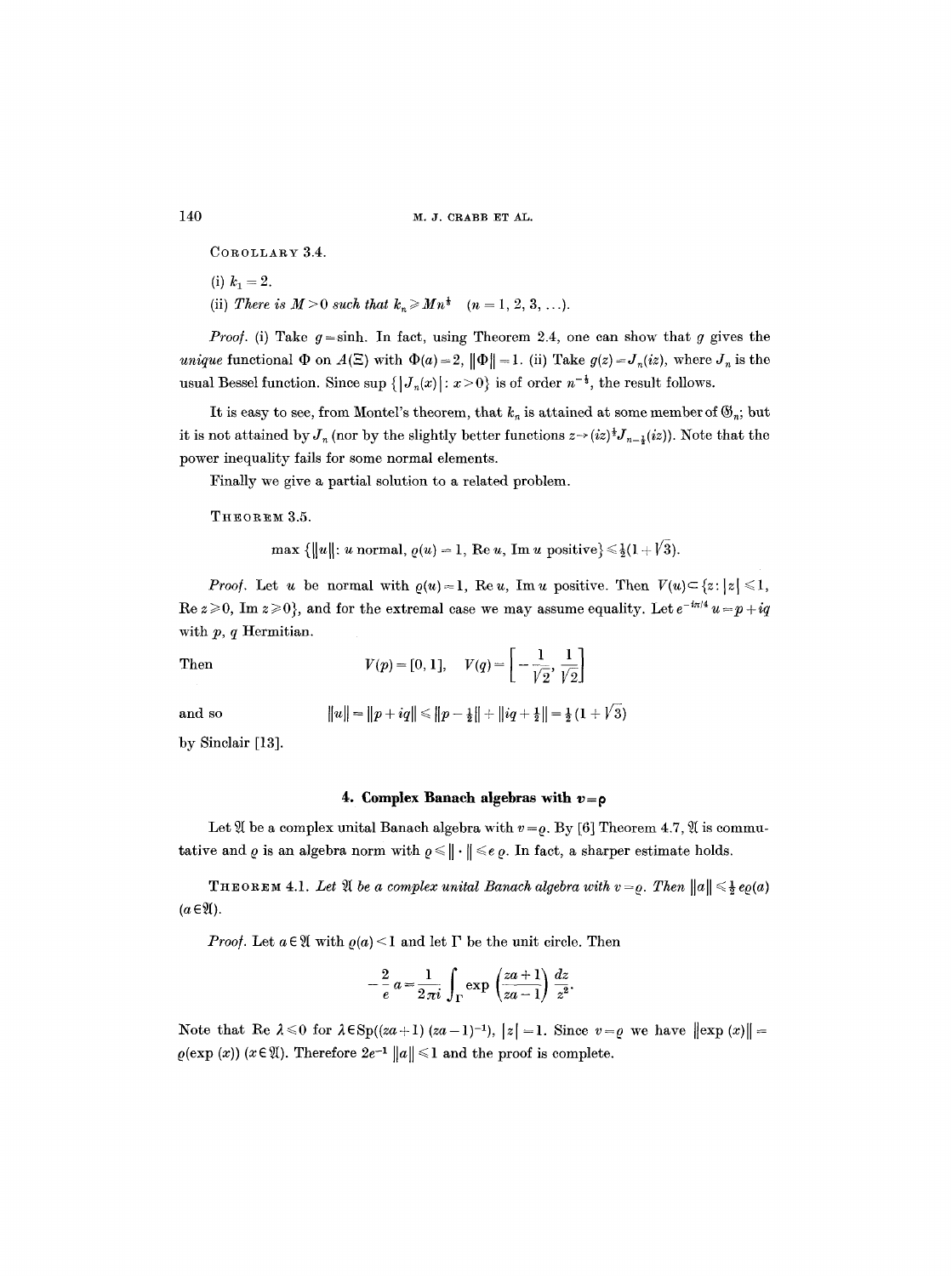COROLLARY 3.4.

(i) $k_1 = 2$.

(ii) *There is* $M > 0$ *such that* $k_n \geqslant Mn^{\frac{1}{3}}$ $(n = 1, 2, 3, \ldots)$.

*Proof.* (i) Take $g = \sinh$. In fact, using Theorem 2.4, one can show that $g$ gives the *unique* functional $\Phi$ on $A(\Xi)$ with $\Phi(a) = 2$, $\|\Phi\| = 1$. (ii) Take $g(z) = J_n(iz)$, where $J_n$ is the usual Bessel function. Since $\sup\{|J_n(x)|: x > 0\}$ is of order $n^{-\frac{1}{3}}$, the result follows.

It is easy to see, from Montel's theorem, that $k_n$ is attained at some member of $\mathfrak{G}_n$; but it is not attained by $J_n$ (nor by the slightly better functions $z \to (iz)^{\frac{1}{2}} J_{n-\frac{1}{2}}(iz)$). Note that the power inequality fails for some normal elements.

Finally we give a partial solution to a related problem.

THEOREM 3.5.

$$\max\{\|u\|: u \text{ normal}, \varrho(u) = 1, \operatorname{Re} u, \operatorname{Im} u \text{ positive}\} \leqslant \tfrac{1}{2}(1 + \sqrt{3}).$$

*Proof.* Let $u$ be normal with $\varrho(u) = 1$, $\operatorname{Re} u$, $\operatorname{Im} u$ positive. Then $V(u) \subset \{z: |z| \leqslant 1, \operatorname{Re} z \geqslant 0, \operatorname{Im} z \geqslant 0\}$, and for the extremal case we may assume equality. Let $e^{-i\pi/4} u = p + iq$ with $p$, $q$ Hermitian.

Then
$$V(p) = [0, 1], \quad V(q) = \left[-\frac{1}{\sqrt{2}}, \frac{1}{\sqrt{2}}\right]$$

and so
$$\|u\| = \|p + iq\| \leqslant \|p - \tfrac{1}{2}\| + \|iq + \tfrac{1}{2}\| = \tfrac{1}{2}(1 + \sqrt{3})$$

by Sinclair [13].

## 4. Complex Banach algebras with $v = \varrho$

Let $\mathfrak{A}$ be a complex unital Banach algebra with $v = \varrho$. By [6] Theorem 4.7, $\mathfrak{A}$ is commutative and $\varrho$ is an algebra norm with $\varrho \leqslant \|\cdot\| \leqslant e\,\varrho$. In fact, a sharper estimate holds.

THEOREM 4.1. *Let* $\mathfrak{A}$ *be a complex unital Banach algebra with* $v = \varrho$. *Then* $\|a\| \leqslant \frac{1}{2} e \varrho(a)$ $(a \in \mathfrak{A})$.

*Proof.* Let $a \in \mathfrak{A}$ with $\varrho(a) < 1$ and let $\Gamma$ be the unit circle. Then

$$-\frac{2}{e} a = \frac{1}{2\pi i} \int_\Gamma \exp\left(\frac{za + 1}{za - 1}\right) \frac{dz}{z^2}.$$

Note that $\operatorname{Re} \lambda \leqslant 0$ for $\lambda \in \operatorname{Sp}((za + 1)(za - 1)^{-1})$, $|z| = 1$. Since $v = \varrho$ we have $\|\exp(x)\| = \varrho(\exp(x))$ $(x \in \mathfrak{A})$. Therefore $2e^{-1}\|a\| \leqslant 1$ and the proof is complete.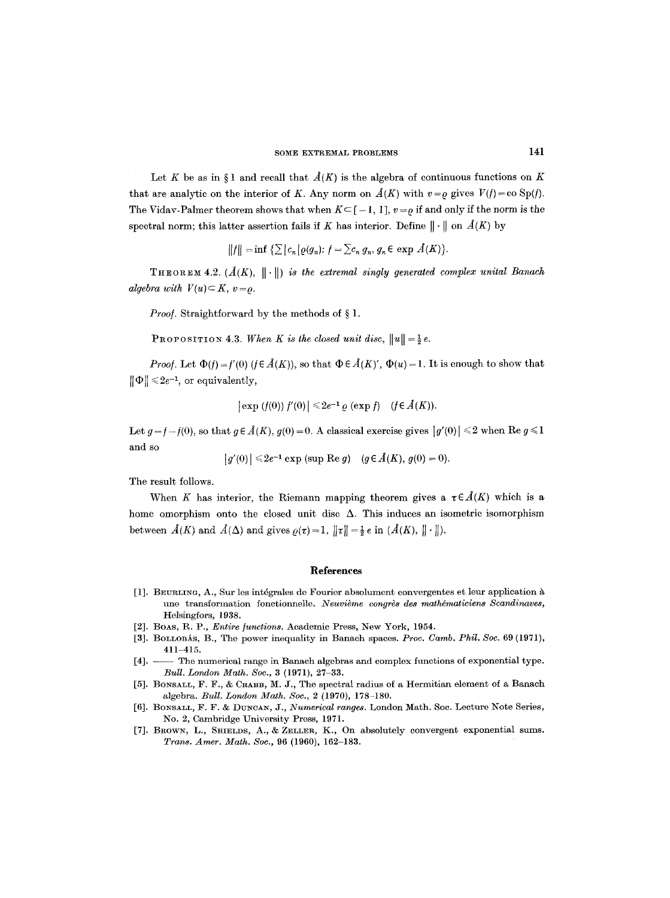Let $K$ be as in § 1 and recall that $\mathring{A}(K)$ is the algebra of continuous functions on $K$ that are analytic on the interior of $K$. Any norm on $\mathring{A}(K)$ with $v = \varrho$ gives $V(f) = \text{co Sp}(f)$. The Vidav-Palmer theorem shows that when $K \subset [-1, 1]$, $v = \varrho$ if and only if the norm is the spectral norm; this latter assertion fails if $K$ has interior. Define $\|\cdot\|$ on $\mathring{A}(K)$ by

$$\|f\| = \inf \{\sum |c_n| \varrho(g_n) : f = \sum c_n g_n, g_n \in \exp \mathring{A}(K)\}.$$

THEOREM 4.2. *$(\mathring{A}(K), \|\cdot\|)$ is the extremal singly generated complex unital Banach algebra with $V(u) \subset K$, $v = \varrho$.*

*Proof.* Straightforward by the methods of § 1.

PROPOSITION 4.3. *When $K$ is the closed unit disc, $\|u\| = \frac{1}{2} e$.*

*Proof.* Let $\Phi(f) = f'(0)$ $(f \in \mathring{A}(K))$, so that $\Phi \in \mathring{A}(K)'$, $\Phi(u) = 1$. It is enough to show that $\|\Phi\| \leqslant 2e^{-1}$, or equivalently,

$$|\exp (f(0)) f'(0)| \leqslant 2e^{-1} \varrho (\exp f) \quad (f \in \mathring{A}(K)).$$

Let $g = f - f(0)$, so that $g \in \mathring{A}(K)$, $g(0) = 0$. A classical exercise gives $|g'(0)| \leqslant 2$ when $\text{Re } g \leqslant 1$ and so

$$|g'(0)| \leqslant 2e^{-1} \exp (\sup \text{Re } g) \quad (g \in \mathring{A}(K), g(0) = 0).$$

The result follows.

When $K$ has interior, the Riemann mapping theorem gives a $\tau \in \mathring{A}(K)$ which is a home omorphism onto the closed unit disc $\Delta$. This induces an isometric isomorphism between $\mathring{A}(K)$ and $\mathring{A}(\Delta)$ and gives $\varrho(\tau) = 1$, $\|\tau\| = \frac{1}{2} e$ in $(\mathring{A}(K), \|\cdot\|)$.

## References

[1]. BEURLING, A., Sur les intégrales de Fourier absolument convergentes et leur application à une transformation fonctionnelle. *Neuvième congrès des mathématiciens Scandinaves*, Helsingfors, 1938.

[2]. BOAS, R. P., *Entire functions*. Academic Press, New York, 1954.

[3]. BOLLOBÁS, B., The power inequality in Banach spaces. *Proc. Camb. Phil. Soc.* 69 (1971), 411–415.

[4]. —— The numerical range in Banach algebras and complex functions of exponential type. *Bull. London Math. Soc.*, 3 (1971), 27–33.

[5]. BONSALL, F. F., & CRABB, M. J., The spectral radius of a Hermitian element of a Banach algebra. *Bull. London Math. Soc.*, 2 (1970), 178–180.

[6]. BONSALL, F. F. & DUNCAN, J., *Numerical ranges*. London Math. Soc. Lecture Note Series, No. 2, Cambridge University Press, 1971.

[7]. BROWN, L., SHIELDS, A., & ZELLER, K., On absolutely convergent exponential sums. *Trans. Amer. Math. Soc.*, 96 (1960), 162–183.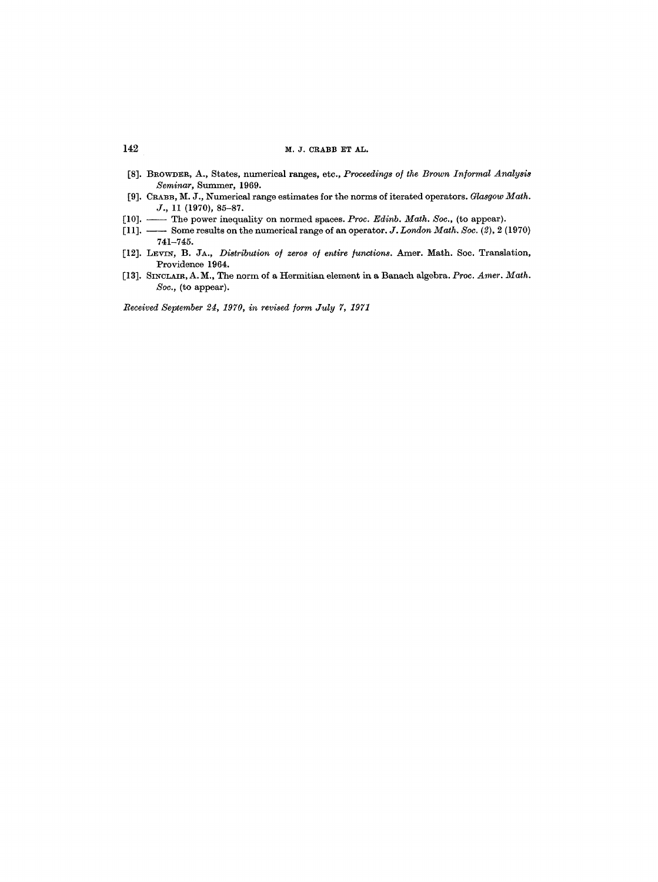[8]. Browder, A., States, numerical ranges, etc., *Proceedings of the Brown Informal Analysis Seminar*, Summer, 1969.

[9]. Crabb, M. J., Numerical range estimates for the norms of iterated operators. *Glasgow Math. J.*, 11 (1970), 85–87.

[10]. —— The power inequality on normed spaces. *Proc. Edinb. Math. Soc.*, (to appear).

[11]. —— Some results on the numerical range of an operator. *J. London Math. Soc.* (2), 2 (1970) 741–745.

[12]. Levin, B. Ja., *Distribution of zeros of entire functions*. Amer. Math. Soc. Translation, Providence 1964.

[13]. Sinclair, A. M., The norm of a Hermitian element in a Banach algebra. *Proc. Amer. Math. Soc.*, (to appear).

*Received September 24, 1970, in revised form July 7, 1971*